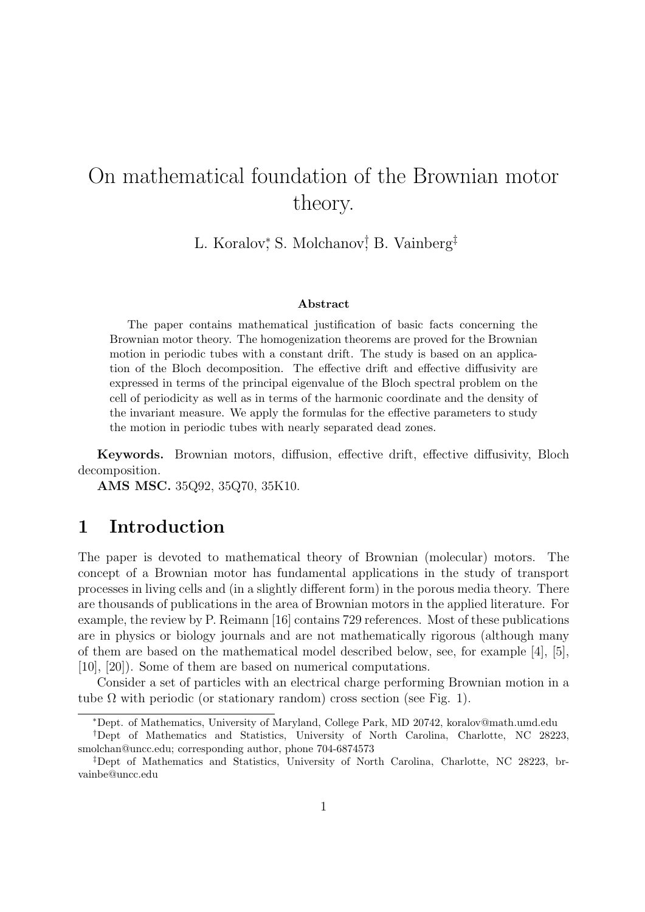# On mathematical foundation of the Brownian motor theory.

L. Koralov[*], S. Molchanov[†], B. Vainberg[‡]

### Abstract

The paper contains mathematical justification of basic facts concerning the Brownian motor theory. The homogenization theorems are proved for the Brownian motion in periodic tubes with a constant drift. The study is based on an application of the Bloch decomposition. The effective drift and effective diffusivity are expressed in terms of the principal eigenvalue of the Bloch spectral problem on the cell of periodicity as well as in terms of the harmonic coordinate and the density of the invariant measure. We apply the formulas for the effective parameters to study the motion in periodic tubes with nearly separated dead zones.

**Keywords.** Brownian motors, diffusion, effective drift, effective diffusivity, Bloch decomposition.

**AMS MSC.** 35Q92, 35Q70, 35K10.

## 1 Introduction

The paper is devoted to mathematical theory of Brownian (molecular) motors. The concept of a Brownian motor has fundamental applications in the study of transport processes in living cells and (in a slightly different form) in the porous media theory. There are thousands of publications in the area of Brownian motors in the applied literature. For example, the review by P. Reimann [16] contains 729 references. Most of these publications are in physics or biology journals and are not mathematically rigorous (although many of them are based on the mathematical model described below, see, for example [4], [5], [10], [20]). Some of them are based on numerical computations.

Consider a set of particles with an electrical charge performing Brownian motion in a tube $\Omega$ with periodic (or stationary random) cross section (see Fig. 1).

[*] Dept. of Mathematics, University of Maryland, College Park, MD 20742, koralov@math.umd.edu

[†] Dept of Mathematics and Statistics, University of North Carolina, Charlotte, NC 28223, smolchan@uncc.edu; corresponding author, phone 704-6874573

[‡] Dept of Mathematics and Statistics, University of North Carolina, Charlotte, NC 28223, brvainbe@uncc.edu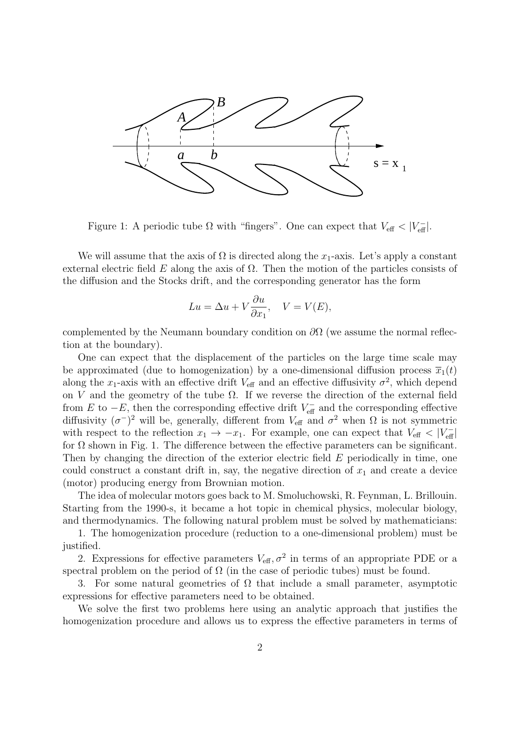Figure 1: A periodic tube $\Omega$ with "fingers". One can expect that $V_{\text{eff}} < |V_{\text{eff}}^-|$.

We will assume that the axis of $\Omega$ is directed along the $x_1$-axis. Let's apply a constant external electric field $E$ along the axis of $\Omega$. Then the motion of the particles consists of the diffusion and the Stocks drift, and the corresponding generator has the form

$$Lu = \Delta u + V\frac{\partial u}{\partial x_1}, \quad V = V(E),$$

complemented by the Neumann boundary condition on $\partial\Omega$ (we assume the normal reflection at the boundary).

One can expect that the displacement of the particles on the large time scale may be approximated (due to homogenization) by a one-dimensional diffusion process $\overline{x}_1(t)$ along the $x_1$-axis with an effective drift $V_{\text{eff}}$ and an effective diffusivity $\sigma^2$, which depend on $V$ and the geometry of the tube $\Omega$. If we reverse the direction of the external field from $E$ to $-E$, then the corresponding effective drift $V_{\text{eff}}^-$ and the corresponding effective diffusivity $(\sigma^-)^2$ will be, generally, different from $V_{\text{eff}}$ and $\sigma^2$ when $\Omega$ is not symmetric with respect to the reflection $x_1 \to -x_1$. For example, one can expect that $V_{\text{eff}} < |V_{\text{eff}}^-|$ for $\Omega$ shown in Fig. 1. The difference between the effective parameters can be significant. Then by changing the direction of the exterior electric field $E$ periodically in time, one could construct a constant drift in, say, the negative direction of $x_1$ and create a device (motor) producing energy from Brownian motion.

The idea of molecular motors goes back to M. Smoluchowski, R. Feynman, L. Brillouin. Starting from the 1990-s, it became a hot topic in chemical physics, molecular biology, and thermodynamics. The following natural problem must be solved by mathematicians:

1. The homogenization procedure (reduction to a one-dimensional problem) must be justified.

2. Expressions for effective parameters $V_{\text{eff}}, \sigma^2$ in terms of an appropriate PDE or a spectral problem on the period of $\Omega$ (in the case of periodic tubes) must be found.

3. For some natural geometries of $\Omega$ that include a small parameter, asymptotic expressions for effective parameters need to be obtained.

We solve the first two problems here using an analytic approach that justifies the homogenization procedure and allows us to express the effective parameters in terms of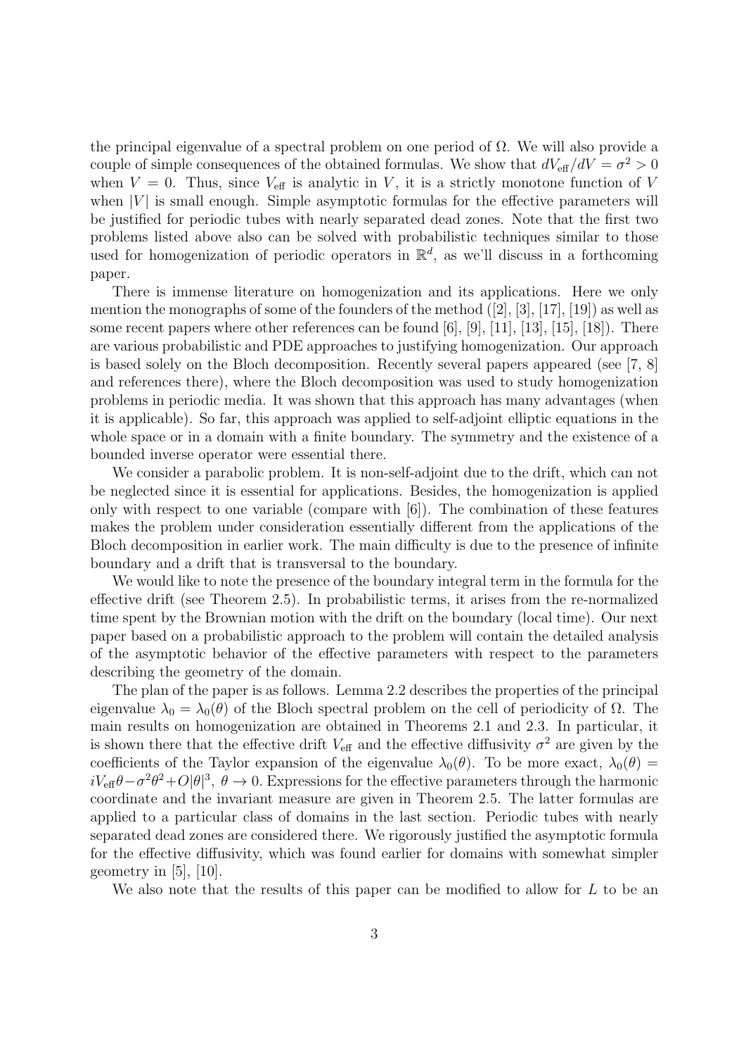the principal eigenvalue of a spectral problem on one period of $\Omega$. We will also provide a couple of simple consequences of the obtained formulas. We show that $dV_{\text{eff}}/dV = \sigma^2 > 0$ when $V = 0$. Thus, since $V_{\text{eff}}$ is analytic in $V$, it is a strictly monotone function of $V$ when $|V|$ is small enough. Simple asymptotic formulas for the effective parameters will be justified for periodic tubes with nearly separated dead zones. Note that the first two problems listed above also can be solved with probabilistic techniques similar to those used for homogenization of periodic operators in $\mathbb{R}^d$, as we'll discuss in a forthcoming paper.

There is immense literature on homogenization and its applications. Here we only mention the monographs of some of the founders of the method ([2], [3], [17], [19]) as well as some recent papers where other references can be found [6], [9], [11], [13], [15], [18]). There are various probabilistic and PDE approaches to justifying homogenization. Our approach is based solely on the Bloch decomposition. Recently several papers appeared (see [7, 8] and references there), where the Bloch decomposition was used to study homogenization problems in periodic media. It was shown that this approach has many advantages (when it is applicable). So far, this approach was applied to self-adjoint elliptic equations in the whole space or in a domain with a finite boundary. The symmetry and the existence of a bounded inverse operator were essential there.

We consider a parabolic problem. It is non-self-adjoint due to the drift, which can not be neglected since it is essential for applications. Besides, the homogenization is applied only with respect to one variable (compare with [6]). The combination of these features makes the problem under consideration essentially different from the applications of the Bloch decomposition in earlier work. The main difficulty is due to the presence of infinite boundary and a drift that is transversal to the boundary.

We would like to note the presence of the boundary integral term in the formula for the effective drift (see Theorem 2.5). In probabilistic terms, it arises from the re-normalized time spent by the Brownian motion with the drift on the boundary (local time). Our next paper based on a probabilistic approach to the problem will contain the detailed analysis of the asymptotic behavior of the effective parameters with respect to the parameters describing the geometry of the domain.

The plan of the paper is as follows. Lemma 2.2 describes the properties of the principal eigenvalue $\lambda_0 = \lambda_0(\theta)$ of the Bloch spectral problem on the cell of periodicity of $\Omega$. The main results on homogenization are obtained in Theorems 2.1 and 2.3. In particular, it is shown there that the effective drift $V_{\text{eff}}$ and the effective diffusivity $\sigma^2$ are given by the coefficients of the Taylor expansion of the eigenvalue $\lambda_0(\theta)$. To be more exact, $\lambda_0(\theta) = iV_{\text{eff}}\theta - \sigma^2\theta^2 + O|\theta|^3,\ \theta \to 0$. Expressions for the effective parameters through the harmonic coordinate and the invariant measure are given in Theorem 2.5. The latter formulas are applied to a particular class of domains in the last section. Periodic tubes with nearly separated dead zones are considered there. We rigorously justified the asymptotic formula for the effective diffusivity, which was found earlier for domains with somewhat simpler geometry in [5], [10].

We also note that the results of this paper can be modified to allow for $L$ to be an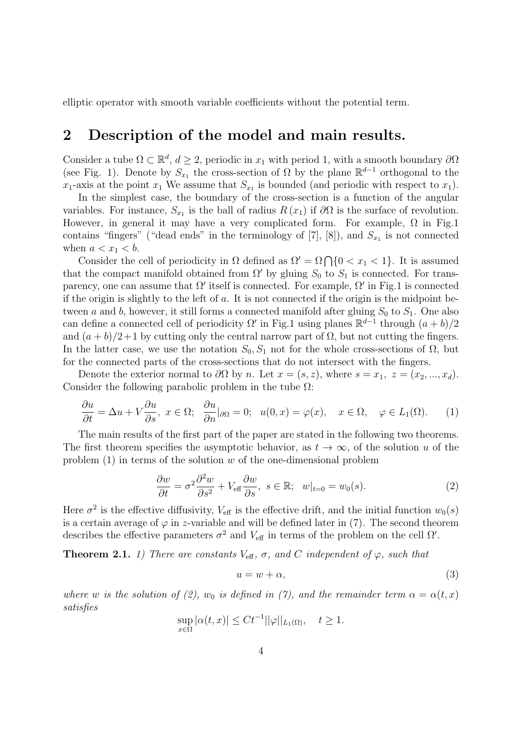elliptic operator with smooth variable coefficients without the potential term.

## 2 Description of the model and main results.

Consider a tube $\Omega \subset \mathbb{R}^d$, $d \geq 2$, periodic in $x_1$ with period 1, with a smooth boundary $\partial\Omega$ (see Fig. 1). Denote by $S_{x_1}$ the cross-section of $\Omega$ by the plane $\mathbb{R}^{d-1}$ orthogonal to the $x_1$-axis at the point $x_1$ We assume that $S_{x_1}$ is bounded (and periodic with respect to $x_1$).

In the simplest case, the boundary of the cross-section is a function of the angular variables. For instance, $S_{x_1}$ is the ball of radius $R(x_1)$ if $\partial\Omega$ is the surface of revolution. However, in general it may have a very complicated form. For example, $\Omega$ in Fig.1 contains "fingers" ("dead ends" in the terminology of [7], [8]), and $S_{x_1}$ is not connected when $a < x_1 < b$.

Consider the cell of periodicity in $\Omega$ defined as $\Omega' = \Omega \bigcap \{0 < x_1 < 1\}$. It is assumed that the compact manifold obtained from $\Omega'$ by gluing $S_0$ to $S_1$ is connected. For transparency, one can assume that $\Omega'$ itself is connected. For example, $\Omega'$ in Fig.1 is connected if the origin is slightly to the left of $a$. It is not connected if the origin is the midpoint between $a$ and $b$, however, it still forms a connected manifold after gluing $S_0$ to $S_1$. One also can define a connected cell of periodicity $\Omega'$ in Fig.1 using planes $\mathbb{R}^{d-1}$ through $(a+b)/2$ and $(a+b)/2+1$ by cutting only the central narrow part of $\Omega$, but not cutting the fingers. In the latter case, we use the notation $S_0, S_1$ not for the whole cross-sections of $\Omega$, but for the connected parts of the cross-sections that do not intersect with the fingers.

Denote the exterior normal to $\partial\Omega$ by $n$. Let $x = (s, z)$, where $s = x_1$, $z = (x_2, ..., x_d)$. Consider the following parabolic problem in the tube $\Omega$:

$$\frac{\partial u}{\partial t} = \Delta u + V\frac{\partial u}{\partial s}, \ x \in \Omega; \ \ \frac{\partial u}{\partial n}|_{\partial\Omega} = 0; \ \ u(0,x) = \varphi(x), \quad x \in \Omega, \quad \varphi \in L_1(\Omega). \tag{1}$$

The main results of the first part of the paper are stated in the following two theorems. The first theorem specifies the asymptotic behavior, as $t \to \infty$, of the solution $u$ of the problem (1) in terms of the solution $w$ of the one-dimensional problem

$$\frac{\partial w}{\partial t} = \sigma^2\frac{\partial^2 w}{\partial s^2} + V_{\text{eff}}\frac{\partial w}{\partial s}, \ s \in \mathbb{R}; \ \ w|_{t=0} = w_0(s). \tag{2}$$

Here $\sigma^2$ is the effective diffusivity, $V_{\text{eff}}$ is the effective drift, and the initial function $w_0(s)$ is a certain average of $\varphi$ in $z$-variable and will be defined later in (7). The second theorem describes the effective parameters $\sigma^2$ and $V_{\text{eff}}$ in terms of the problem on the cell $\Omega'$.

**Theorem 2.1.** *1) There are constants $V_{\text{eff}}$, $\sigma$, and $C$ independent of $\varphi$, such that*

$$u = w + \alpha, \tag{3}$$

*where $w$ is the solution of (2), $w_0$ is defined in (7), and the remainder term $\alpha = \alpha(t,x)$ satisfies*

$$\sup_{x\in\Omega} |\alpha(t,x)| \leq Ct^{-1}||\varphi||_{L_1(\Omega)}, \quad t \geq 1.$$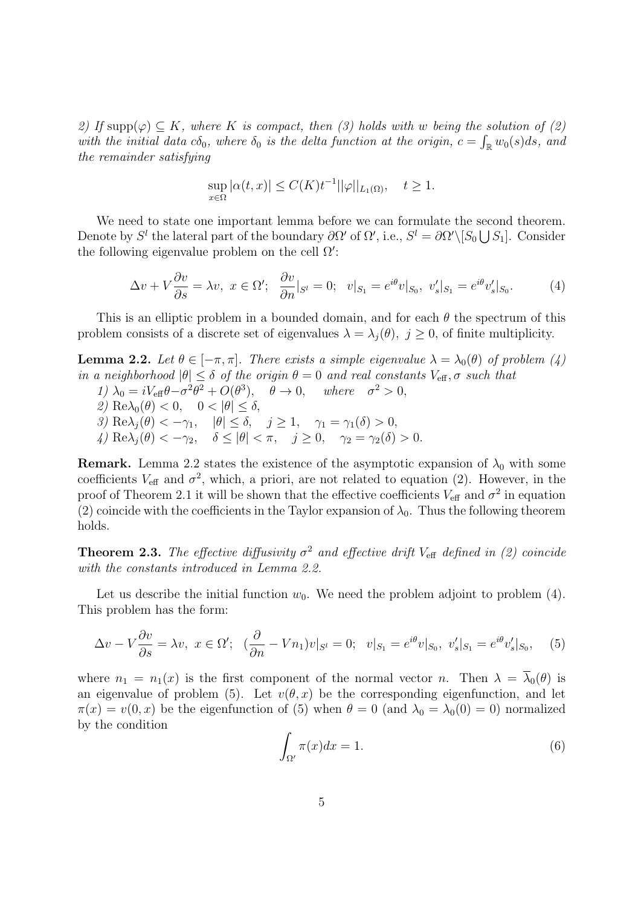*2) If $\mathrm{supp}(\varphi) \subseteq K$, where $K$ is compact, then (3) holds with $w$ being the solution of (2) with the initial data $c\delta_0$, where $\delta_0$ is the delta function at the origin, $c = \int_{\mathbb{R}} w_0(s)ds$, and the remainder satisfying*

$$\sup_{x\in\Omega} |\alpha(t,x)| \leq C(K)t^{-1}||\varphi||_{L_1(\Omega)}, \quad t \geq 1.$$

We need to state one important lemma before we can formulate the second theorem. Denote by $S^l$ the lateral part of the boundary $\partial\Omega'$ of $\Omega'$, i.e., $S^l = \partial\Omega' \backslash [S_0 \bigcup S_1]$. Consider the following eigenvalue problem on the cell $\Omega'$:

$$\Delta v + V\frac{\partial v}{\partial s} = \lambda v, \ x \in \Omega'; \ \ \frac{\partial v}{\partial n}|_{S^l} = 0; \ \ v|_{S_1} = e^{i\theta}v|_{S_0}, \ v'_s|_{S_1} = e^{i\theta}v'_s|_{S_0}. \tag{4}$$

This is an elliptic problem in a bounded domain, and for each $\theta$ the spectrum of this problem consists of a discrete set of eigenvalues $\lambda = \lambda_j(\theta)$, $j \geq 0$, of finite multiplicity.

**Lemma 2.2.** *Let $\theta \in [-\pi, \pi]$. There exists a simple eigenvalue $\lambda = \lambda_0(\theta)$ of problem (4) in a neighborhood $|\theta| \leq \delta$ of the origin $\theta = 0$ and real constants $V_{\text{eff}}, \sigma$ such that*

*1) $\lambda_0 = iV_{\text{eff}}\theta - \sigma^2\theta^2 + O(\theta^3), \quad \theta \to 0, \quad$ where $\quad \sigma^2 > 0$,*
*2) $\mathrm{Re}\lambda_0(\theta) < 0, \quad 0 < |\theta| \leq \delta$,*
*3) $\mathrm{Re}\lambda_j(\theta) < -\gamma_1, \quad |\theta| \leq \delta, \quad j \geq 1, \quad \gamma_1 = \gamma_1(\delta) > 0$,*
*4) $\mathrm{Re}\lambda_j(\theta) < -\gamma_2, \quad \delta \leq |\theta| < \pi, \quad j \geq 0, \quad \gamma_2 = \gamma_2(\delta) > 0$.*

**Remark.** Lemma 2.2 states the existence of the asymptotic expansion of $\lambda_0$ with some coefficients $V_{\text{eff}}$ and $\sigma^2$, which, a priori, are not related to equation (2). However, in the proof of Theorem 2.1 it will be shown that the effective coefficients $V_{\text{eff}}$ and $\sigma^2$ in equation (2) coincide with the coefficients in the Taylor expansion of $\lambda_0$. Thus the following theorem holds.

**Theorem 2.3.** *The effective diffusivity $\sigma^2$ and effective drift $V_{\text{eff}}$ defined in (2) coincide with the constants introduced in Lemma 2.2.*

Let us describe the initial function $w_0$. We need the problem adjoint to problem (4). This problem has the form:

$$\Delta v - V\frac{\partial v}{\partial s} = \lambda v, \ x \in \Omega'; \ \ (\frac{\partial}{\partial n} - Vn_1)v|_{S^l} = 0; \ \ v|_{S_1} = e^{i\theta}v|_{S_0}, \ v'_s|_{S_1} = e^{i\theta}v'_s|_{S_0}, \tag{5}$$

where $n_1 = n_1(x)$ is the first component of the normal vector $n$. Then $\lambda = \overline{\lambda}_0(\theta)$ is an eigenvalue of problem (5). Let $v(\theta, x)$ be the corresponding eigenfunction, and let $\pi(x) = v(0, x)$ be the eigenfunction of (5) when $\theta = 0$ (and $\lambda_0 = \lambda_0(0) = 0$) normalized by the condition

$$\int_{\Omega'} \pi(x)dx = 1. \tag{6}$$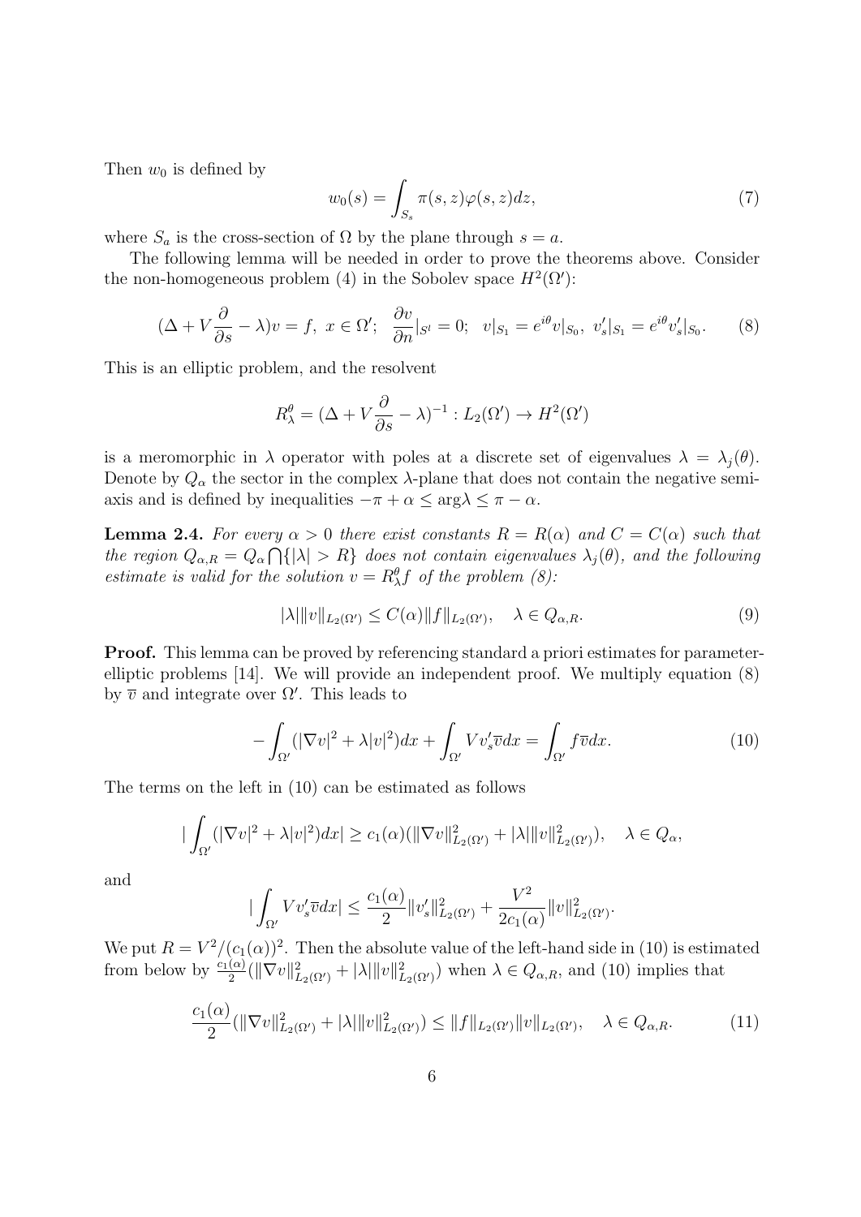Then $w_0$ is defined by

$$w_0(s) = \int_{S_s} \pi(s,z)\varphi(s,z)dz, \tag{7}$$

where $S_a$ is the cross-section of $\Omega$ by the plane through $s = a$.

The following lemma will be needed in order to prove the theorems above. Consider the non-homogeneous problem (4) in the Sobolev space $H^2(\Omega')$:

$$(\Delta + V\frac{\partial}{\partial s} - \lambda)v = f,\ x \in \Omega';\ \ \frac{\partial v}{\partial n}|_{S^l} = 0;\ \ v|_{S_1} = e^{i\theta}v|_{S_0},\ v'_s|_{S_1} = e^{i\theta}v'_s|_{S_0}. \tag{8}$$

This is an elliptic problem, and the resolvent

$$R^\theta_\lambda = (\Delta + V\frac{\partial}{\partial s} - \lambda)^{-1} : L_2(\Omega') \to H^2(\Omega')$$

is a meromorphic in $\lambda$ operator with poles at a discrete set of eigenvalues $\lambda = \lambda_j(\theta)$. Denote by $Q_\alpha$ the sector in the complex $\lambda$-plane that does not contain the negative semi-axis and is defined by inequalities $-\pi + \alpha \le \arg\lambda \le \pi - \alpha$.

**Lemma 2.4.** *For every $\alpha > 0$ there exist constants $R = R(\alpha)$ and $C = C(\alpha)$ such that the region $Q_{\alpha,R} = Q_\alpha \bigcap\{|\lambda| > R\}$ does not contain eigenvalues $\lambda_j(\theta)$, and the following estimate is valid for the solution $v = R^\theta_\lambda f$ of the problem (8):*

$$|\lambda|\|v\|_{L_2(\Omega')} \le C(\alpha)\|f\|_{L_2(\Omega')}, \quad \lambda \in Q_{\alpha,R}. \tag{9}$$

**Proof.** This lemma can be proved by referencing standard a priori estimates for parameter-elliptic problems [14]. We will provide an independent proof. We multiply equation (8) by $\overline{v}$ and integrate over $\Omega'$. This leads to

$$-\int_{\Omega'}(|\nabla v|^2 + \lambda|v|^2)dx + \int_{\Omega'} V v'_s\overline{v}dx = \int_{\Omega'} f\overline{v}dx. \tag{10}$$

The terms on the left in (10) can be estimated as follows

$$|\int_{\Omega'}(|\nabla v|^2 + \lambda|v|^2)dx| \ge c_1(\alpha)(\|\nabla v\|^2_{L_2(\Omega')} + |\lambda|\|v\|^2_{L_2(\Omega')}), \quad \lambda \in Q_\alpha,$$

and

$$|\int_{\Omega'} V v'_s\overline{v}dx| \le \frac{c_1(\alpha)}{2}\|v'_s\|^2_{L_2(\Omega')} + \frac{V^2}{2c_1(\alpha)}\|v\|^2_{L_2(\Omega')}.$$

We put $R = V^2/(c_1(\alpha))^2$. Then the absolute value of the left-hand side in (10) is estimated from below by $\frac{c_1(\alpha)}{2}(\|\nabla v\|^2_{L_2(\Omega')} + |\lambda|\|v\|^2_{L_2(\Omega')})$ when $\lambda \in Q_{\alpha,R}$, and (10) implies that

$$\frac{c_1(\alpha)}{2}(\|\nabla v\|^2_{L_2(\Omega')} + |\lambda|\|v\|^2_{L_2(\Omega')}) \le \|f\|_{L_2(\Omega')}\|v\|_{L_2(\Omega')}, \quad \lambda \in Q_{\alpha,R}. \tag{11}$$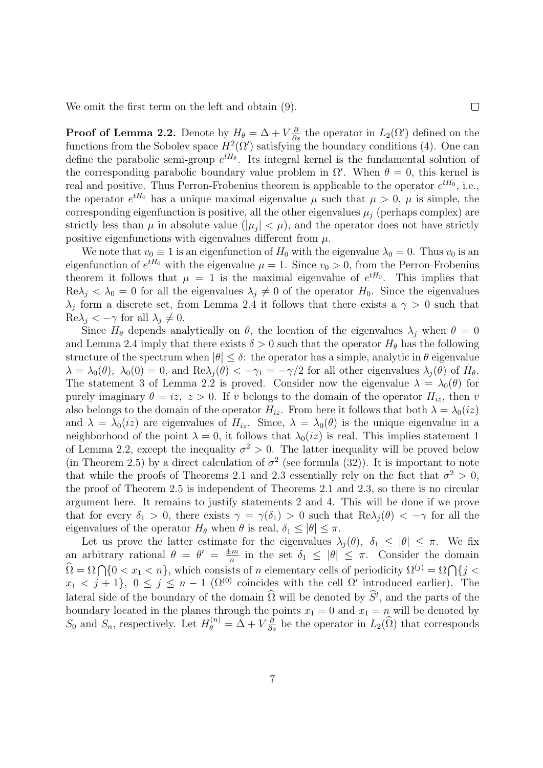We omit the first term on the left and obtain (9). $\square$

**Proof of Lemma 2.2.** Denote by $H_\theta = \Delta + V\frac{\partial}{\partial s}$ the operator in $L_2(\Omega')$ defined on the functions from the Sobolev space $H^2(\Omega')$ satisfying the boundary conditions (4). One can define the parabolic semi-group $e^{tH_\theta}$. Its integral kernel is the fundamental solution of the corresponding parabolic boundary value problem in $\Omega'$. When $\theta = 0$, this kernel is real and positive. Thus Perron-Frobenius theorem is applicable to the operator $e^{tH_0}$, i.e., the operator $e^{tH_0}$ has a unique maximal eigenvalue $\mu$ such that $\mu > 0$, $\mu$ is simple, the corresponding eigenfunction is positive, all the other eigenvalues $\mu_j$ (perhaps complex) are strictly less than $\mu$ in absolute value ($|\mu_j| < \mu$), and the operator does not have strictly positive eigenfunctions with eigenvalues different from $\mu$.

We note that $v_0 \equiv 1$ is an eigenfunction of $H_0$ with the eigenvalue $\lambda_0 = 0$. Thus $v_0$ is an eigenfunction of $e^{tH_0}$ with the eigenvalue $\mu = 1$. Since $v_0 > 0$, from the Perron-Frobenius theorem it follows that $\mu = 1$ is the maximal eigenvalue of $e^{tH_0}$. This implies that $\text{Re}\lambda_j < \lambda_0 = 0$ for all the eigenvalues $\lambda_j \neq 0$ of the operator $H_0$. Since the eigenvalues $\lambda_j$ form a discrete set, from Lemma 2.4 it follows that there exists a $\gamma > 0$ such that $\text{Re}\lambda_j < -\gamma$ for all $\lambda_j \neq 0$.

Since $H_\theta$ depends analytically on $\theta$, the location of the eigenvalues $\lambda_j$ when $\theta = 0$ and Lemma 2.4 imply that there exists $\delta > 0$ such that the operator $H_\theta$ has the following structure of the spectrum when $|\theta| \leq \delta$: the operator has a simple, analytic in $\theta$ eigenvalue $\lambda = \lambda_0(\theta)$, $\lambda_0(0) = 0$, and $\text{Re}\lambda_j(\theta) < -\gamma_1 = -\gamma/2$ for all other eigenvalues $\lambda_j(\theta)$ of $H_\theta$. The statement 3 of Lemma 2.2 is proved. Consider now the eigenvalue $\lambda = \lambda_0(\theta)$ for purely imaginary $\theta = iz$, $z > 0$. If $v$ belongs to the domain of the operator $H_{iz}$, then $\overline{v}$ also belongs to the domain of the operator $H_{iz}$. From here it follows that both $\lambda = \lambda_0(iz)$ and $\lambda = \overline{\lambda_0(iz)}$ are eigenvalues of $H_{iz}$. Since, $\lambda = \lambda_0(\theta)$ is the unique eigenvalue in a neighborhood of the point $\lambda = 0$, it follows that $\lambda_0(iz)$ is real. This implies statement 1 of Lemma 2.2, except the inequality $\sigma^2 > 0$. The latter inequality will be proved below (in Theorem 2.5) by a direct calculation of $\sigma^2$ (see formula (32)). It is important to note that while the proofs of Theorems 2.1 and 2.3 essentially rely on the fact that $\sigma^2 > 0$, the proof of Theorem 2.5 is independent of Theorems 2.1 and 2.3, so there is no circular argument here. It remains to justify statements 2 and 4. This will be done if we prove that for every $\delta_1 > 0$, there exists $\gamma = \gamma(\delta_1) > 0$ such that $\text{Re}\lambda_j(\theta) < -\gamma$ for all the eigenvalues of the operator $H_\theta$ when $\theta$ is real, $\delta_1 \leq |\theta| \leq \pi$.

Let us prove the latter estimate for the eigenvalues $\lambda_j(\theta)$, $\delta_1 \leq |\theta| \leq \pi$. We fix an arbitrary rational $\theta = \theta' = \frac{\pm m}{n}$ in the set $\delta_1 \leq |\theta| \leq \pi$. Consider the domain $\widehat{\Omega} = \Omega \bigcap \{0 < x_1 < n\}$, which consists of $n$ elementary cells of periodicity $\Omega^{(j)} = \Omega \bigcap \{j < x_1 < j+1\}$, $0 \leq j \leq n-1$ ($\Omega^{(0)}$ coincides with the cell $\Omega'$ introduced earlier). The lateral side of the boundary of the domain $\widehat{\Omega}$ will be denoted by $\widehat{S}^l$, and the parts of the boundary located in the planes through the points $x_1 = 0$ and $x_1 = n$ will be denoted by $S_0$ and $S_n$, respectively. Let $H_\theta^{(n)} = \Delta + V\frac{\partial}{\partial s}$ be the operator in $L_2(\widehat{\Omega})$ that corresponds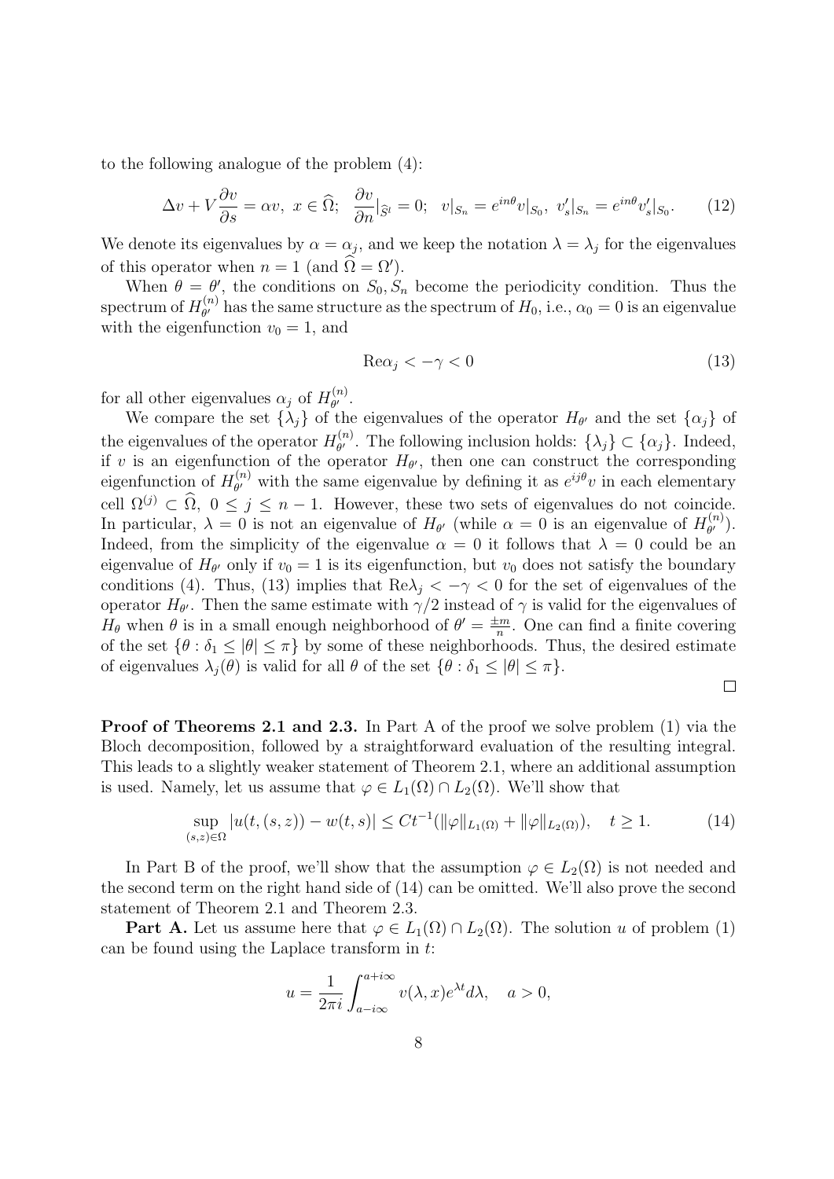to the following analogue of the problem (4):

$$\Delta v + V\frac{\partial v}{\partial s} = \alpha v,\ x \in \widehat{\Omega};\ \ \frac{\partial v}{\partial n}|_{\widehat{S}^l} = 0;\ \ v|_{S_n} = e^{in\theta}v|_{S_0},\ v'_s|_{S_n} = e^{in\theta}v'_s|_{S_0}. \tag{12}$$

We denote its eigenvalues by $\alpha = \alpha_j$, and we keep the notation $\lambda = \lambda_j$ for the eigenvalues of this operator when $n = 1$ (and $\widehat{\Omega} = \Omega'$).

When $\theta = \theta'$, the conditions on $S_0, S_n$ become the periodicity condition. Thus the spectrum of $H_{\theta'}^{(n)}$ has the same structure as the spectrum of $H_0$, i.e., $\alpha_0 = 0$ is an eigenvalue with the eigenfunction $v_0 = 1$, and

$$\mathrm{Re}\alpha_j < -\gamma < 0 \tag{13}$$

for all other eigenvalues $\alpha_j$ of $H_{\theta'}^{(n)}$.

We compare the set $\{\lambda_j\}$ of the eigenvalues of the operator $H_{\theta'}$ and the set $\{\alpha_j\}$ of the eigenvalues of the operator $H_{\theta'}^{(n)}$. The following inclusion holds: $\{\lambda_j\} \subset \{\alpha_j\}$. Indeed, if $v$ is an eigenfunction of the operator $H_{\theta'}$, then one can construct the corresponding eigenfunction of $H_{\theta'}^{(n)}$ with the same eigenvalue by defining it as $e^{ij\theta}v$ in each elementary cell $\Omega^{(j)} \subset \widehat{\Omega},\ 0 \leq j \leq n-1$. However, these two sets of eigenvalues do not coincide. In particular, $\lambda = 0$ is not an eigenvalue of $H_{\theta'}$ (while $\alpha = 0$ is an eigenvalue of $H_{\theta'}^{(n)}$). Indeed, from the simplicity of the eigenvalue $\alpha = 0$ it follows that $\lambda = 0$ could be an eigenvalue of $H_{\theta'}$ only if $v_0 = 1$ is its eigenfunction, but $v_0$ does not satisfy the boundary conditions (4). Thus, (13) implies that $\mathrm{Re}\lambda_j < -\gamma < 0$ for the set of eigenvalues of the operator $H_{\theta'}$. Then the same estimate with $\gamma/2$ instead of $\gamma$ is valid for the eigenvalues of $H_\theta$ when $\theta$ is in a small enough neighborhood of $\theta' = \frac{\pm m}{n}$. One can find a finite covering of the set $\{\theta : \delta_1 \leq |\theta| \leq \pi\}$ by some of these neighborhoods. Thus, the desired estimate of eigenvalues $\lambda_j(\theta)$ is valid for all $\theta$ of the set $\{\theta : \delta_1 \leq |\theta| \leq \pi\}$.

□

**Proof of Theorems 2.1 and 2.3.** In Part A of the proof we solve problem (1) via the Bloch decomposition, followed by a straightforward evaluation of the resulting integral. This leads to a slightly weaker statement of Theorem 2.1, where an additional assumption is used. Namely, let us assume that $\varphi \in L_1(\Omega) \cap L_2(\Omega)$. We'll show that

$$\sup_{(s,z)\in\Omega} |u(t,(s,z)) - w(t,s)| \leq Ct^{-1}(\|\varphi\|_{L_1(\Omega)} + \|\varphi\|_{L_2(\Omega)}), \quad t \geq 1. \tag{14}$$

In Part B of the proof, we'll show that the assumption $\varphi \in L_2(\Omega)$ is not needed and the second term on the right hand side of (14) can be omitted. We'll also prove the second statement of Theorem 2.1 and Theorem 2.3.

**Part A.** Let us assume here that $\varphi \in L_1(\Omega) \cap L_2(\Omega)$. The solution $u$ of problem (1) can be found using the Laplace transform in $t$:

$$u = \frac{1}{2\pi i}\int_{a-i\infty}^{a+i\infty} v(\lambda, x)e^{\lambda t}d\lambda, \quad a > 0,$$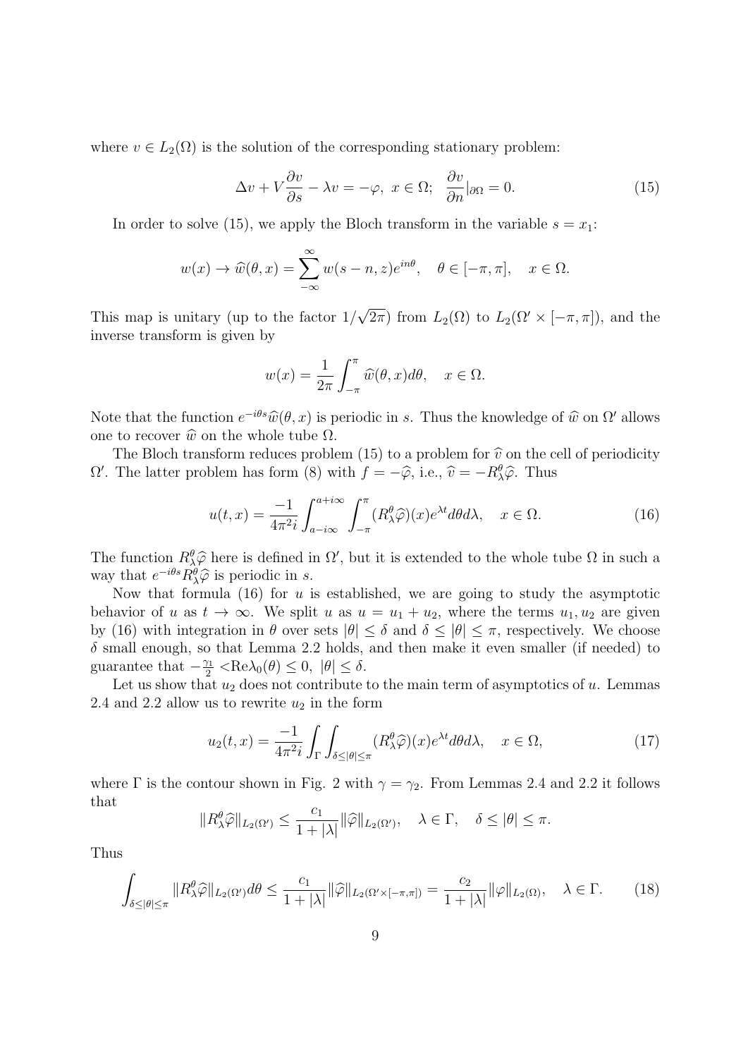where $v \in L_2(\Omega)$ is the solution of the corresponding stationary problem:

$$\Delta v + V\frac{\partial v}{\partial s} - \lambda v = -\varphi, \ x \in \Omega; \ \ \frac{\partial v}{\partial n}|_{\partial\Omega} = 0. \tag{15}$$

In order to solve (15), we apply the Bloch transform in the variable $s = x_1$:

$$w(x) \to \widehat{w}(\theta, x) = \sum_{-\infty}^{\infty} w(s-n, z)e^{in\theta}, \quad \theta \in [-\pi, \pi], \quad x \in \Omega.$$

This map is unitary (up to the factor $1/\sqrt{2\pi}$) from $L_2(\Omega)$ to $L_2(\Omega' \times [-\pi, \pi])$, and the inverse transform is given by

$$w(x) = \frac{1}{2\pi}\int_{-\pi}^{\pi} \widehat{w}(\theta, x)d\theta, \quad x \in \Omega.$$

Note that the function $e^{-i\theta s}\widehat{w}(\theta, x)$ is periodic in $s$. Thus the knowledge of $\widehat{w}$ on $\Omega'$ allows one to recover $\widehat{w}$ on the whole tube $\Omega$.

The Bloch transform reduces problem (15) to a problem for $\widehat{v}$ on the cell of periodicity $\Omega'$. The latter problem has form (8) with $f = -\widehat{\varphi}$, i.e., $\widehat{v} = -R^\theta_\lambda\widehat{\varphi}$. Thus

$$u(t, x) = \frac{-1}{4\pi^2 i}\int_{a-i\infty}^{a+i\infty}\int_{-\pi}^{\pi}(R^\theta_\lambda\widehat{\varphi})(x)e^{\lambda t}d\theta d\lambda, \quad x \in \Omega. \tag{16}$$

The function $R^\theta_\lambda\widehat{\varphi}$ here is defined in $\Omega'$, but it is extended to the whole tube $\Omega$ in such a way that $e^{-i\theta s}R^\theta_\lambda\widehat{\varphi}$ is periodic in $s$.

Now that formula (16) for $u$ is established, we are going to study the asymptotic behavior of $u$ as $t \to \infty$. We split $u$ as $u = u_1 + u_2$, where the terms $u_1, u_2$ are given by (16) with integration in $\theta$ over sets $|\theta| \leq \delta$ and $\delta \leq |\theta| \leq \pi$, respectively. We choose $\delta$ small enough, so that Lemma 2.2 holds, and then make it even smaller (if needed) to guarantee that $-\frac{\gamma_1}{2} < \mathrm{Re}\lambda_0(\theta) \leq 0, \ |\theta| \leq \delta$.

Let us show that $u_2$ does not contribute to the main term of asymptotics of $u$. Lemmas 2.4 and 2.2 allow us to rewrite $u_2$ in the form

$$u_2(t, x) = \frac{-1}{4\pi^2 i}\int_\Gamma\int_{\delta \leq |\theta| \leq \pi}(R^\theta_\lambda\widehat{\varphi})(x)e^{\lambda t}d\theta d\lambda, \quad x \in \Omega, \tag{17}$$

where $\Gamma$ is the contour shown in Fig. 2 with $\gamma = \gamma_2$. From Lemmas 2.4 and 2.2 it follows that

$$\|R^\theta_\lambda\widehat{\varphi}\|_{L_2(\Omega')} \leq \frac{c_1}{1+|\lambda|}\|\widehat{\varphi}\|_{L_2(\Omega')}, \quad \lambda \in \Gamma, \quad \delta \leq |\theta| \leq \pi.$$

Thus

$$\int_{\delta \leq |\theta| \leq \pi}\|R^\theta_\lambda\widehat{\varphi}\|_{L_2(\Omega')}d\theta \leq \frac{c_1}{1+|\lambda|}\|\widehat{\varphi}\|_{L_2(\Omega' \times [-\pi,\pi])} = \frac{c_2}{1+|\lambda|}\|\varphi\|_{L_2(\Omega)}, \quad \lambda \in \Gamma. \tag{18}$$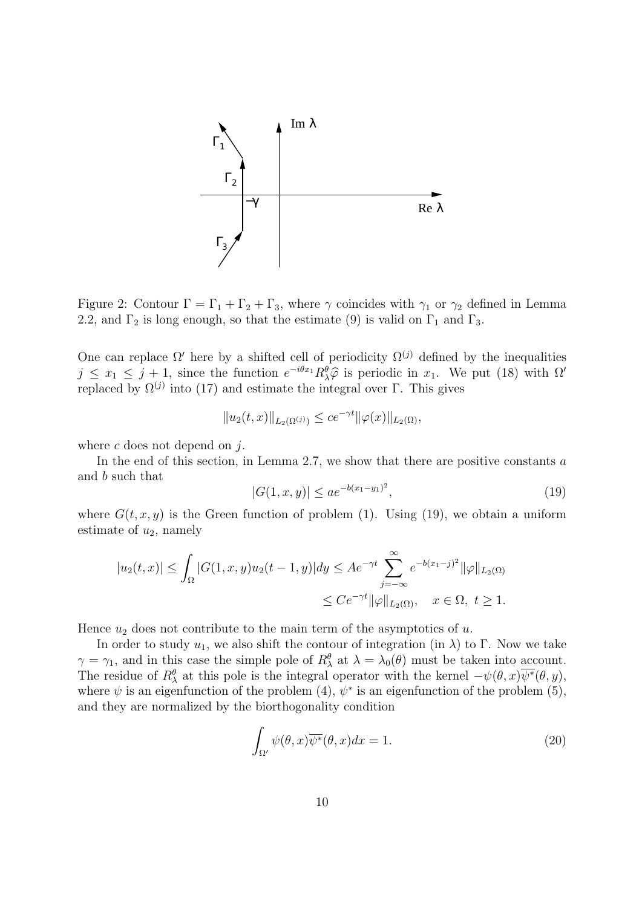Figure 2: Contour $\Gamma = \Gamma_1 + \Gamma_2 + \Gamma_3$, where $\gamma$ coincides with $\gamma_1$ or $\gamma_2$ defined in Lemma 2.2, and $\Gamma_2$ is long enough, so that the estimate (9) is valid on $\Gamma_1$ and $\Gamma_3$.

One can replace $\Omega'$ here by a shifted cell of periodicity $\Omega^{(j)}$ defined by the inequalities $j \leq x_1 \leq j+1$, since the function $e^{-i\theta x_1} R_\lambda^\theta \widehat{\varphi}$ is periodic in $x_1$. We put (18) with $\Omega'$ replaced by $\Omega^{(j)}$ into (17) and estimate the integral over $\Gamma$. This gives

$$\|u_2(t,x)\|_{L_2(\Omega^{(j)})} \leq c e^{-\gamma t} \|\varphi(x)\|_{L_2(\Omega)},$$

where $c$ does not depend on $j$.

In the end of this section, in Lemma 2.7, we show that there are positive constants $a$ and $b$ such that

$$|G(1,x,y)| \leq a e^{-b(x_1-y_1)^2}, \tag{19}$$

where $G(t,x,y)$ is the Green function of problem (1). Using (19), we obtain a uniform estimate of $u_2$, namely

$$|u_2(t,x)| \leq \int_\Omega |G(1,x,y) u_2(t-1,y)| dy \leq A e^{-\gamma t} \sum_{j=-\infty}^{\infty} e^{-b(x_1-j)^2} \|\varphi\|_{L_2(\Omega)}$$
$$\leq C e^{-\gamma t} \|\varphi\|_{L_2(\Omega)}, \quad x \in \Omega, \ t \geq 1.$$

Hence $u_2$ does not contribute to the main term of the asymptotics of $u$.

In order to study $u_1$, we also shift the contour of integration (in $\lambda$) to $\Gamma$. Now we take $\gamma = \gamma_1$, and in this case the simple pole of $R_\lambda^\theta$ at $\lambda = \lambda_0(\theta)$ must be taken into account. The residue of $R_\lambda^\theta$ at this pole is the integral operator with the kernel $-\psi(\theta,x)\overline{\psi^*}(\theta,y)$, where $\psi$ is an eigenfunction of the problem (4), $\psi^*$ is an eigenfunction of the problem (5), and they are normalized by the biorthogonality condition

$$\int_{\Omega'} \psi(\theta,x)\overline{\psi^*}(\theta,x) dx = 1. \tag{20}$$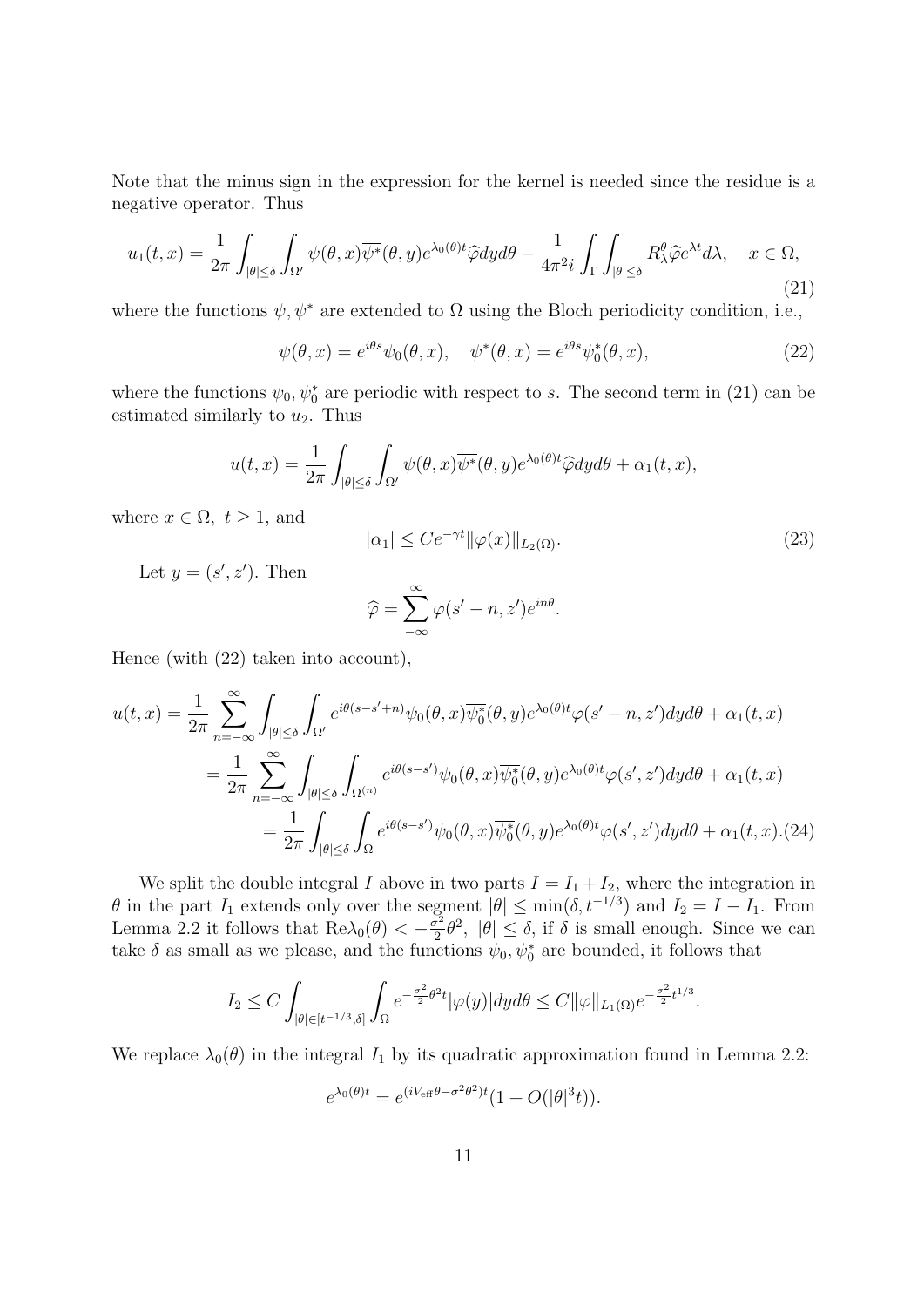Note that the minus sign in the expression for the kernel is needed since the residue is a negative operator. Thus

$$u_1(t,x) = \frac{1}{2\pi}\int_{|\theta|\le\delta}\int_{\Omega'} \psi(\theta,x)\overline{\psi^*}(\theta,y)e^{\lambda_0(\theta)t}\widehat{\varphi}dyd\theta - \frac{1}{4\pi^2 i}\int_\Gamma\int_{|\theta|\le\delta} R^\theta_\lambda \widehat{\varphi} e^{\lambda t}d\lambda, \quad x\in\Omega, \tag{21}$$

where the functions $\psi, \psi^*$ are extended to $\Omega$ using the Bloch periodicity condition, i.e.,

$$\psi(\theta,x) = e^{i\theta s}\psi_0(\theta,x), \quad \psi^*(\theta,x) = e^{i\theta s}\psi_0^*(\theta,x), \tag{22}$$

where the functions $\psi_0, \psi_0^*$ are periodic with respect to $s$. The second term in (21) can be estimated similarly to $u_2$. Thus

$$u(t,x) = \frac{1}{2\pi}\int_{|\theta|\le\delta}\int_{\Omega'} \psi(\theta,x)\overline{\psi^*}(\theta,y)e^{\lambda_0(\theta)t}\widehat{\varphi}dyd\theta + \alpha_1(t,x),$$

where $x\in\Omega,\ t\ge 1$, and

$$|\alpha_1| \le Ce^{-\gamma t}\|\varphi(x)\|_{L_2(\Omega)}. \tag{23}$$

Let $y=(s',z')$. Then

$$\widehat{\varphi} = \sum_{-\infty}^{\infty}\varphi(s'-n,z')e^{in\theta}.$$

Hence (with (22) taken into account),

$$\begin{aligned} u(t,x) &= \frac{1}{2\pi}\sum_{n=-\infty}^{\infty}\int_{|\theta|\le\delta}\int_{\Omega'} e^{i\theta(s-s'+n)}\psi_0(\theta,x)\overline{\psi_0^*}(\theta,y)e^{\lambda_0(\theta)t}\varphi(s'-n,z')dyd\theta + \alpha_1(t,x) \\ &= \frac{1}{2\pi}\sum_{n=-\infty}^{\infty}\int_{|\theta|\le\delta}\int_{\Omega^{(n)}} e^{i\theta(s-s')}\psi_0(\theta,x)\overline{\psi_0^*}(\theta,y)e^{\lambda_0(\theta)t}\varphi(s',z')dyd\theta + \alpha_1(t,x) \\ &= \frac{1}{2\pi}\int_{|\theta|\le\delta}\int_{\Omega} e^{i\theta(s-s')}\psi_0(\theta,x)\overline{\psi_0^*}(\theta,y)e^{\lambda_0(\theta)t}\varphi(s',z')dyd\theta + \alpha_1(t,x). \end{aligned} \tag{24}$$

We split the double integral $I$ above in two parts $I=I_1+I_2$, where the integration in $\theta$ in the part $I_1$ extends only over the segment $|\theta|\le\min(\delta,t^{-1/3})$ and $I_2=I-I_1$. From Lemma 2.2 it follows that $\mathrm{Re}\lambda_0(\theta) < -\frac{\sigma^2}{2}\theta^2,\ |\theta|\le\delta$, if $\delta$ is small enough. Since we can take $\delta$ as small as we please, and the functions $\psi_0,\psi_0^*$ are bounded, it follows that

$$I_2 \le C\int_{|\theta|\in[t^{-1/3},\delta]}\int_\Omega e^{-\frac{\sigma^2}{2}\theta^2 t}|\varphi(y)|dyd\theta \le C\|\varphi\|_{L_1(\Omega)}e^{-\frac{\sigma^2}{2}t^{1/3}}.$$

We replace $\lambda_0(\theta)$ in the integral $I_1$ by its quadratic approximation found in Lemma 2.2:

$$e^{\lambda_0(\theta)t} = e^{(iV_{\text{eff}}\theta-\sigma^2\theta^2)t}(1+O(|\theta|^3t)).$$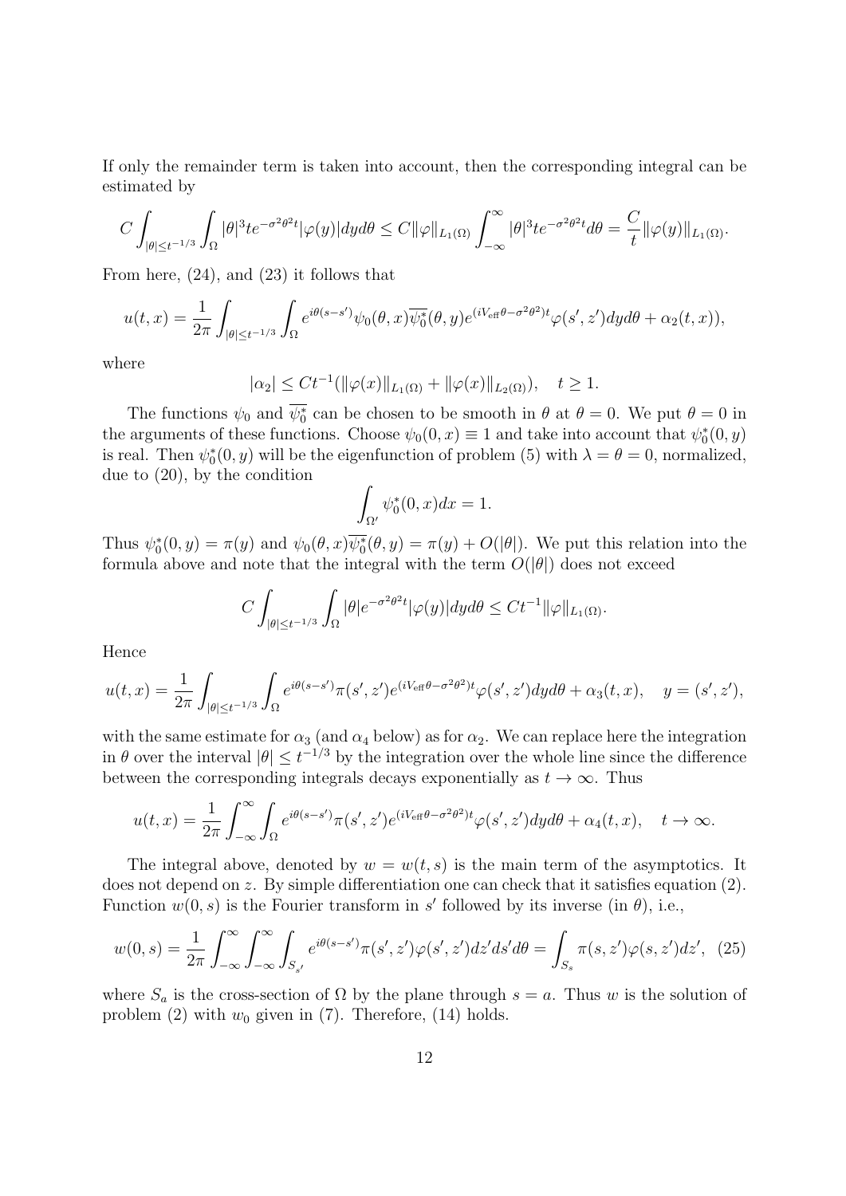If only the remainder term is taken into account, then the corresponding integral can be estimated by

$$C\int_{|\theta|\leq t^{-1/3}}\int_\Omega |\theta|^3 te^{-\sigma^2\theta^2 t}|\varphi(y)|dyd\theta \leq C\|\varphi\|_{L_1(\Omega)}\int_{-\infty}^{\infty}|\theta|^3te^{-\sigma^2\theta^2 t}d\theta = \frac{C}{t}\|\varphi(y)\|_{L_1(\Omega)}.$$

From here, (24), and (23) it follows that

$$u(t,x) = \frac{1}{2\pi}\int_{|\theta|\leq t^{-1/3}}\int_\Omega e^{i\theta(s-s')}\psi_0(\theta,x)\overline{\psi_0^*}(\theta,y)e^{(iV_{\text{eff}}\theta-\sigma^2\theta^2)t}\varphi(s',z')dyd\theta + \alpha_2(t,x)),$$

where

$$|\alpha_2| \leq Ct^{-1}(\|\varphi(x)\|_{L_1(\Omega)} + \|\varphi(x)\|_{L_2(\Omega)}), \quad t \geq 1.$$

The functions $\psi_0$ and $\overline{\psi_0^*}$ can be chosen to be smooth in $\theta$ at $\theta = 0$. We put $\theta = 0$ in the arguments of these functions. Choose $\psi_0(0,x) \equiv 1$ and take into account that $\psi_0^*(0,y)$ is real. Then $\psi_0^*(0,y)$ will be the eigenfunction of problem (5) with $\lambda = \theta = 0$, normalized, due to (20), by the condition

$$\int_{\Omega'}\psi_0^*(0,x)dx = 1.$$

Thus $\psi_0^*(0,y) = \pi(y)$ and $\psi_0(\theta,x)\overline{\psi_0^*}(\theta,y) = \pi(y) + O(|\theta|)$. We put this relation into the formula above and note that the integral with the term $O(|\theta|)$ does not exceed

$$C\int_{|\theta|\leq t^{-1/3}}\int_\Omega |\theta|e^{-\sigma^2\theta^2 t}|\varphi(y)|dyd\theta \leq Ct^{-1}\|\varphi\|_{L_1(\Omega)}.$$

Hence

$$u(t,x) = \frac{1}{2\pi}\int_{|\theta|\leq t^{-1/3}}\int_\Omega e^{i\theta(s-s')}\pi(s',z')e^{(iV_{\text{eff}}\theta-\sigma^2\theta^2)t}\varphi(s',z')dyd\theta + \alpha_3(t,x), \quad y = (s',z'),$$

with the same estimate for $\alpha_3$ (and $\alpha_4$ below) as for $\alpha_2$. We can replace here the integration in $\theta$ over the interval $|\theta| \leq t^{-1/3}$ by the integration over the whole line since the difference between the corresponding integrals decays exponentially as $t \to \infty$. Thus

$$u(t,x) = \frac{1}{2\pi}\int_{-\infty}^{\infty}\int_\Omega e^{i\theta(s-s')}\pi(s',z')e^{(iV_{\text{eff}}\theta-\sigma^2\theta^2)t}\varphi(s',z')dyd\theta + \alpha_4(t,x), \quad t \to \infty.$$

The integral above, denoted by $w = w(t,s)$ is the main term of the asymptotics. It does not depend on $z$. By simple differentiation one can check that it satisfies equation (2). Function $w(0,s)$ is the Fourier transform in $s'$ followed by its inverse (in $\theta$), i.e.,

$$w(0,s) = \frac{1}{2\pi}\int_{-\infty}^{\infty}\int_{-\infty}^{\infty}\int_{S_{s'}} e^{i\theta(s-s')}\pi(s',z')\varphi(s',z')dz'ds'd\theta = \int_{S_s}\pi(s,z')\varphi(s,z')dz', \quad (25)$$

where $S_a$ is the cross-section of $\Omega$ by the plane through $s = a$. Thus $w$ is the solution of problem (2) with $w_0$ given in (7). Therefore, (14) holds.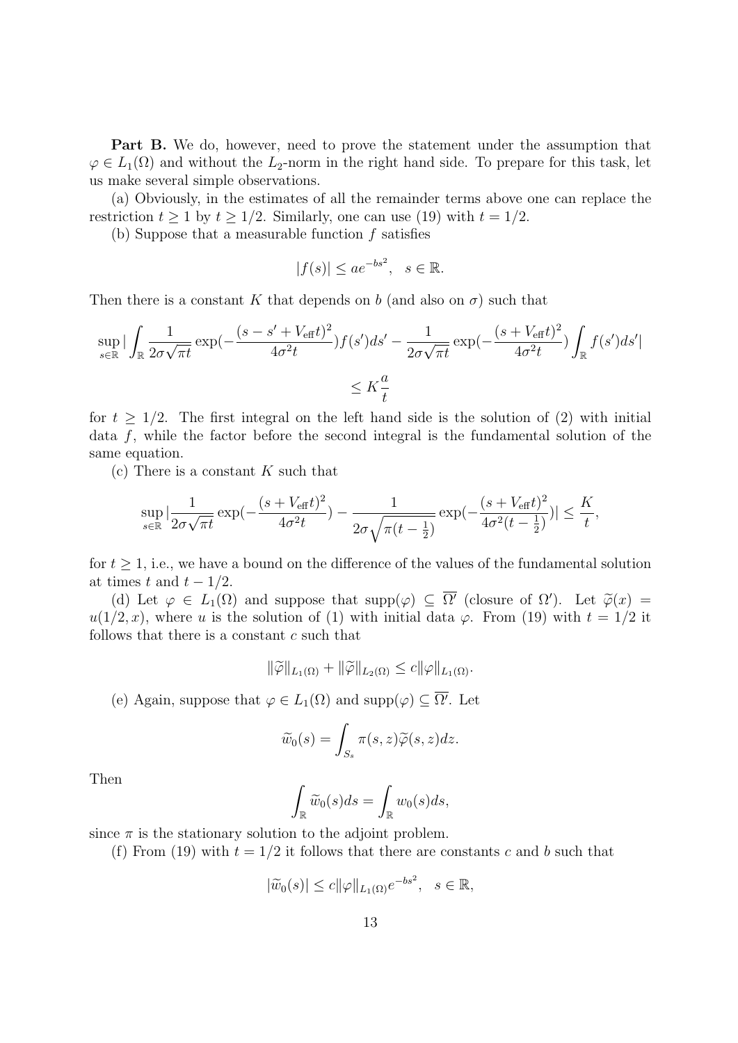**Part B.** We do, however, need to prove the statement under the assumption that $\varphi \in L_1(\Omega)$ and without the $L_2$-norm in the right hand side. To prepare for this task, let us make several simple observations.

(a) Obviously, in the estimates of all the remainder terms above one can replace the restriction $t \geq 1$ by $t \geq 1/2$. Similarly, one can use (19) with $t = 1/2$.

(b) Suppose that a measurable function $f$ satisfies

$$|f(s)| \leq a e^{-bs^2}, \quad s \in \mathbb{R}.$$

Then there is a constant $K$ that depends on $b$ (and also on $\sigma$) such that

$$\sup_{s\in\mathbb{R}} \Big| \int_{\mathbb{R}} \frac{1}{2\sigma\sqrt{\pi t}} \exp\Big(-\frac{(s-s'+V_{\text{eff}}t)^2}{4\sigma^2 t}\Big) f(s')ds' - \frac{1}{2\sigma\sqrt{\pi t}} \exp\Big(-\frac{(s+V_{\text{eff}}t)^2}{4\sigma^2 t}\Big) \int_{\mathbb{R}} f(s')ds' \Big|$$
$$\leq K\frac{a}{t}$$

for $t \geq 1/2$. The first integral on the left hand side is the solution of (2) with initial data $f$, while the factor before the second integral is the fundamental solution of the same equation.

(c) There is a constant $K$ such that

$$\sup_{s\in\mathbb{R}} \Big| \frac{1}{2\sigma\sqrt{\pi t}} \exp\Big(-\frac{(s+V_{\text{eff}}t)^2}{4\sigma^2 t}\Big) - \frac{1}{2\sigma\sqrt{\pi(t-\frac{1}{2})}} \exp\Big(-\frac{(s+V_{\text{eff}}t)^2}{4\sigma^2(t-\frac{1}{2})}\Big) \Big| \leq \frac{K}{t},$$

for $t \geq 1$, i.e., we have a bound on the difference of the values of the fundamental solution at times $t$ and $t - 1/2$.

(d) Let $\varphi \in L_1(\Omega)$ and suppose that $\text{supp}(\varphi) \subseteq \overline{\Omega'}$ (closure of $\Omega'$). Let $\widetilde{\varphi}(x) = u(1/2, x)$, where $u$ is the solution of (1) with initial data $\varphi$. From (19) with $t = 1/2$ it follows that there is a constant $c$ such that

$$\|\widetilde{\varphi}\|_{L_1(\Omega)} + \|\widetilde{\varphi}\|_{L_2(\Omega)} \leq c\|\varphi\|_{L_1(\Omega)}.$$

(e) Again, suppose that $\varphi \in L_1(\Omega)$ and $\text{supp}(\varphi) \subseteq \overline{\Omega'}$. Let

$$\widetilde{w}_0(s) = \int_{S_s} \pi(s,z)\widetilde{\varphi}(s,z)dz.$$

Then

$$\int_{\mathbb{R}} \widetilde{w}_0(s)ds = \int_{\mathbb{R}} w_0(s)ds,$$

since $\pi$ is the stationary solution to the adjoint problem.

(f) From (19) with $t = 1/2$ it follows that there are constants $c$ and $b$ such that

$$|\widetilde{w}_0(s)| \leq c\|\varphi\|_{L_1(\Omega)} e^{-bs^2}, \quad s \in \mathbb{R},$$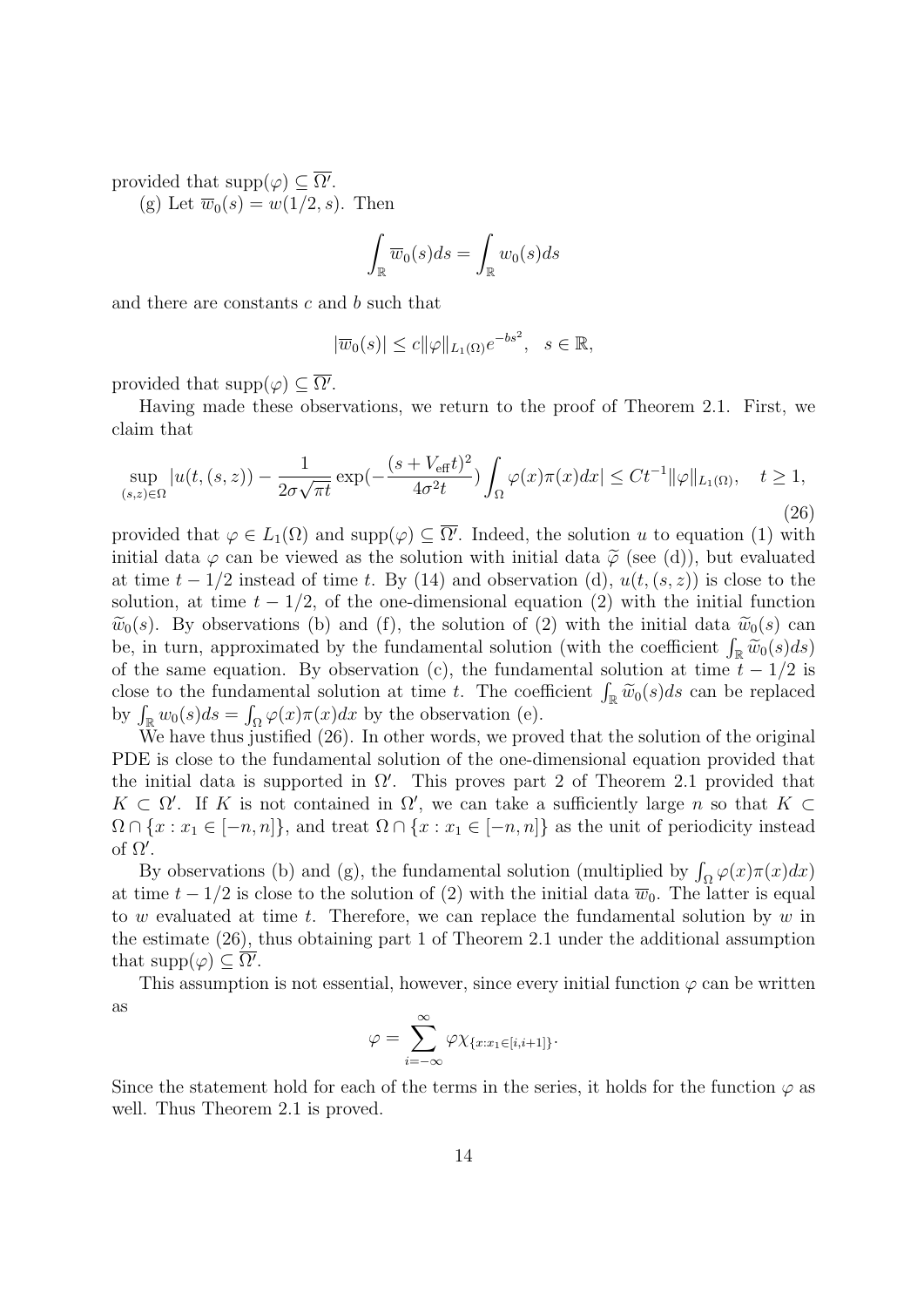provided that $\mathrm{supp}(\varphi) \subseteq \overline{\Omega'}$.

(g) Let $\overline{w}_0(s) = w(1/2, s)$. Then

$$\int_{\mathbb{R}} \overline{w}_0(s) ds = \int_{\mathbb{R}} w_0(s) ds$$

and there are constants $c$ and $b$ such that

$$|\overline{w}_0(s)| \leq c \|\varphi\|_{L_1(\Omega)} e^{-bs^2}, \quad s \in \mathbb{R},$$

provided that $\mathrm{supp}(\varphi) \subseteq \overline{\Omega'}$.

Having made these observations, we return to the proof of Theorem 2.1. First, we claim that

$$\sup_{(s,z)\in\Omega} |u(t,(s,z)) - \frac{1}{2\sigma\sqrt{\pi t}} \exp(-\frac{(s+V_{\mathrm{eff}}t)^2}{4\sigma^2 t}) \int_\Omega \varphi(x)\pi(x)dx| \leq Ct^{-1}\|\varphi\|_{L_1(\Omega)}, \quad t \geq 1, \tag{26}$$

provided that $\varphi \in L_1(\Omega)$ and $\mathrm{supp}(\varphi) \subseteq \overline{\Omega'}$. Indeed, the solution $u$ to equation (1) with initial data $\varphi$ can be viewed as the solution with initial data $\widetilde{\varphi}$ (see (d)), but evaluated at time $t - 1/2$ instead of time $t$. By (14) and observation (d), $u(t,(s,z))$ is close to the solution, at time $t - 1/2$, of the one-dimensional equation (2) with the initial function $\widetilde{w}_0(s)$. By observations (b) and (f), the solution of (2) with the initial data $\widetilde{w}_0(s)$ can be, in turn, approximated by the fundamental solution (with the coefficient $\int_{\mathbb{R}} \widetilde{w}_0(s)ds$) of the same equation. By observation (c), the fundamental solution at time $t - 1/2$ is close to the fundamental solution at time $t$. The coefficient $\int_{\mathbb{R}} \widetilde{w}_0(s)ds$ can be replaced by $\int_{\mathbb{R}} w_0(s)ds = \int_\Omega \varphi(x)\pi(x)dx$ by the observation (e).

We have thus justified (26). In other words, we proved that the solution of the original PDE is close to the fundamental solution of the one-dimensional equation provided that the initial data is supported in $\Omega'$. This proves part 2 of Theorem 2.1 provided that $K \subset \Omega'$. If $K$ is not contained in $\Omega'$, we can take a sufficiently large $n$ so that $K \subset \Omega \cap \{x : x_1 \in [-n, n]\}$, and treat $\Omega \cap \{x : x_1 \in [-n, n]\}$ as the unit of periodicity instead of $\Omega'$.

By observations (b) and (g), the fundamental solution (multiplied by $\int_\Omega \varphi(x)\pi(x)dx$) at time $t - 1/2$ is close to the solution of (2) with the initial data $\overline{w}_0$. The latter is equal to $w$ evaluated at time $t$. Therefore, we can replace the fundamental solution by $w$ in the estimate (26), thus obtaining part 1 of Theorem 2.1 under the additional assumption that $\mathrm{supp}(\varphi) \subseteq \overline{\Omega'}$.

This assumption is not essential, however, since every initial function $\varphi$ can be written as

$$\varphi = \sum_{i=-\infty}^{\infty} \varphi \chi_{\{x : x_1 \in [i, i+1]\}}.$$

Since the statement hold for each of the terms in the series, it holds for the function $\varphi$ as well. Thus Theorem 2.1 is proved.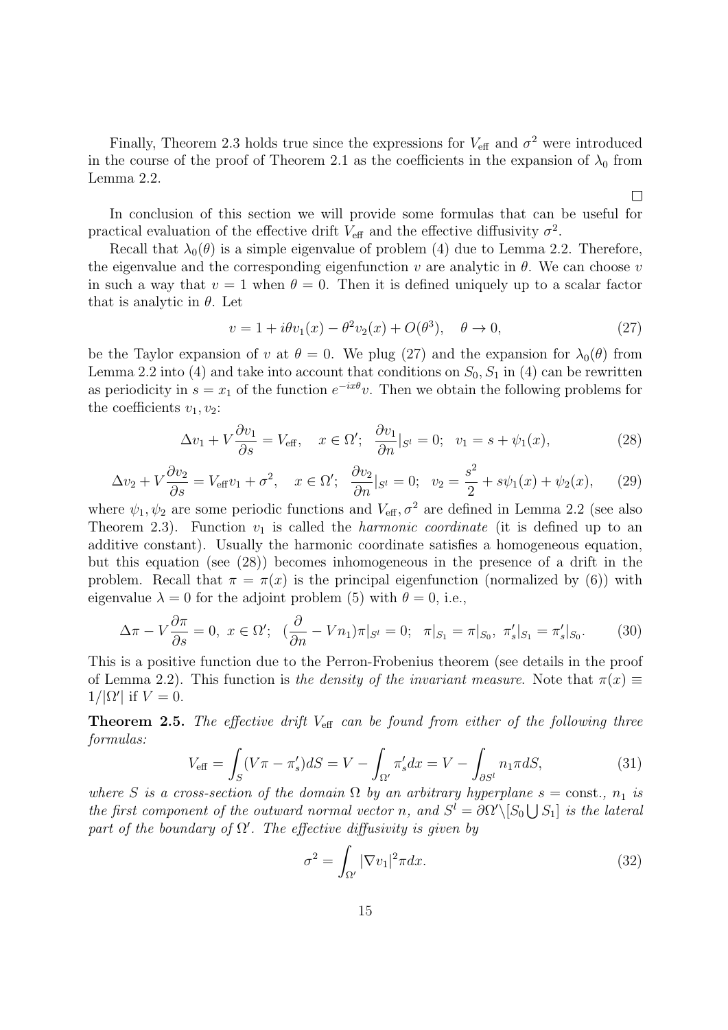Finally, Theorem 2.3 holds true since the expressions for $V_{\text{eff}}$ and $\sigma^2$ were introduced in the course of the proof of Theorem 2.1 as the coefficients in the expansion of $\lambda_0$ from Lemma 2.2.

$\square$

In conclusion of this section we will provide some formulas that can be useful for practical evaluation of the effective drift $V_{\text{eff}}$ and the effective diffusivity $\sigma^2$.

Recall that $\lambda_0(\theta)$ is a simple eigenvalue of problem (4) due to Lemma 2.2. Therefore, the eigenvalue and the corresponding eigenfunction $v$ are analytic in $\theta$. We can choose $v$ in such a way that $v = 1$ when $\theta = 0$. Then it is defined uniquely up to a scalar factor that is analytic in $\theta$. Let

$$v = 1 + i\theta v_1(x) - \theta^2 v_2(x) + O(\theta^3), \quad \theta \to 0, \tag{27}$$

be the Taylor expansion of $v$ at $\theta = 0$. We plug (27) and the expansion for $\lambda_0(\theta)$ from Lemma 2.2 into (4) and take into account that conditions on $S_0, S_1$ in (4) can be rewritten as periodicity in $s = x_1$ of the function $e^{-ix\theta}v$. Then we obtain the following problems for the coefficients $v_1, v_2$:

$$\Delta v_1 + V\frac{\partial v_1}{\partial s} = V_{\text{eff}}, \quad x \in \Omega'; \quad \frac{\partial v_1}{\partial n}|_{S^l} = 0; \quad v_1 = s + \psi_1(x), \tag{28}$$

$$\Delta v_2 + V\frac{\partial v_2}{\partial s} = V_{\text{eff}} v_1 + \sigma^2, \quad x \in \Omega'; \quad \frac{\partial v_2}{\partial n}|_{S^l} = 0; \quad v_2 = \frac{s^2}{2} + s\psi_1(x) + \psi_2(x), \tag{29}$$

where $\psi_1, \psi_2$ are some periodic functions and $V_{\text{eff}}, \sigma^2$ are defined in Lemma 2.2 (see also Theorem 2.3). Function $v_1$ is called the *harmonic coordinate* (it is defined up to an additive constant). Usually the harmonic coordinate satisfies a homogeneous equation, but this equation (see (28)) becomes inhomogeneous in the presence of a drift in the problem. Recall that $\pi = \pi(x)$ is the principal eigenfunction (normalized by (6)) with eigenvalue $\lambda = 0$ for the adjoint problem (5) with $\theta = 0$, i.e.,

$$\Delta \pi - V\frac{\partial \pi}{\partial s} = 0, \ x \in \Omega'; \ \ (\frac{\partial}{\partial n} - Vn_1)\pi|_{S^l} = 0; \ \ \pi|_{S_1} = \pi|_{S_0}, \ \pi'_s|_{S_1} = \pi'_s|_{S_0}. \tag{30}$$

This is a positive function due to the Perron-Frobenius theorem (see details in the proof of Lemma 2.2). This function is *the density of the invariant measure*. Note that $\pi(x) \equiv 1/|\Omega'|$ if $V = 0$.

**Theorem 2.5.** *The effective drift $V_{\text{eff}}$ can be found from either of the following three formulas:*

$$V_{\text{eff}} = \int_S (V\pi - \pi'_s)dS = V - \int_{\Omega'} \pi'_s dx = V - \int_{\partial S^l} n_1 \pi dS, \tag{31}$$

*where $S$ is a cross-section of the domain $\Omega$ by an arbitrary hyperplane $s = \text{const.}$, $n_1$ is the first component of the outward normal vector $n$, and $S^l = \partial\Omega' \backslash [S_0 \bigcup S_1]$ is the lateral part of the boundary of $\Omega'$. The effective diffusivity is given by*

$$\sigma^2 = \int_{\Omega'} |\nabla v_1|^2 \pi dx. \tag{32}$$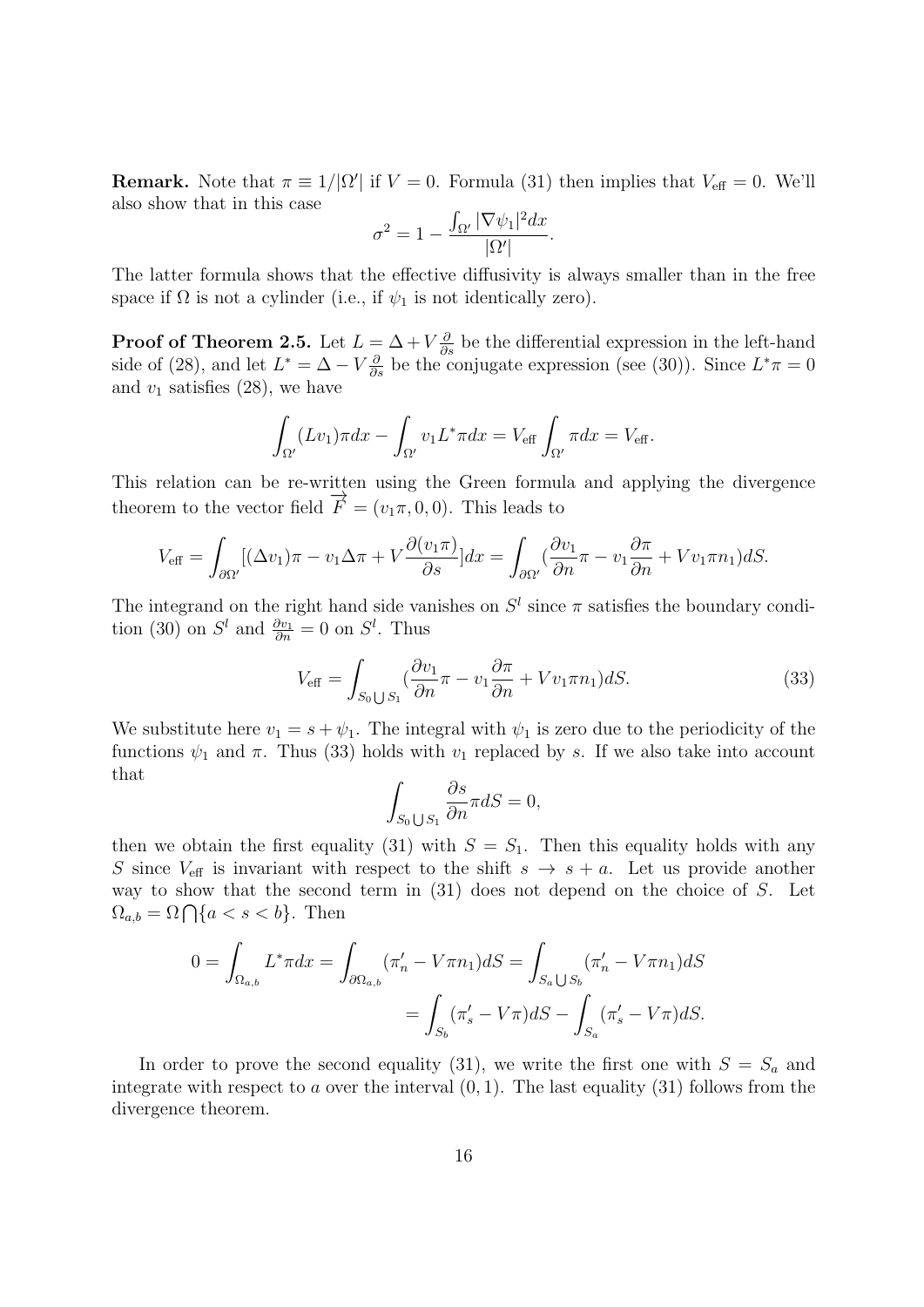**Remark.** Note that $\pi \equiv 1/|\Omega'|$ if $V = 0$. Formula (31) then implies that $V_{\text{eff}} = 0$. We'll also show that in this case

$$\sigma^2 = 1 - \frac{\int_{\Omega'} |\nabla \psi_1|^2 dx}{|\Omega'|}.$$

The latter formula shows that the effective diffusivity is always smaller than in the free space if $\Omega$ is not a cylinder (i.e., if $\psi_1$ is not identically zero).

**Proof of Theorem 2.5.** Let $L = \Delta + V\frac{\partial}{\partial s}$ be the differential expression in the left-hand side of (28), and let $L^* = \Delta - V\frac{\partial}{\partial s}$ be the conjugate expression (see (30)). Since $L^*\pi = 0$ and $v_1$ satisfies (28), we have

$$\int_{\Omega'} (Lv_1)\pi dx - \int_{\Omega'} v_1 L^*\pi dx = V_{\text{eff}} \int_{\Omega'} \pi dx = V_{\text{eff}}.$$

This relation can be re-written using the Green formula and applying the divergence theorem to the vector field $\overrightarrow{F} = (v_1\pi, 0, 0)$. This leads to

$$V_{\text{eff}} = \int_{\partial\Omega'} [(\Delta v_1)\pi - v_1\Delta\pi + V\frac{\partial(v_1\pi)}{\partial s}]dx = \int_{\partial\Omega'} (\frac{\partial v_1}{\partial n}\pi - v_1\frac{\partial \pi}{\partial n} + Vv_1\pi n_1)dS.$$

The integrand on the right hand side vanishes on $S^l$ since $\pi$ satisfies the boundary condition (30) on $S^l$ and $\frac{\partial v_1}{\partial n} = 0$ on $S^l$. Thus

$$V_{\text{eff}} = \int_{S_0 \bigcup S_1} (\frac{\partial v_1}{\partial n}\pi - v_1\frac{\partial \pi}{\partial n} + Vv_1\pi n_1)dS. \tag{33}$$

We substitute here $v_1 = s + \psi_1$. The integral with $\psi_1$ is zero due to the periodicity of the functions $\psi_1$ and $\pi$. Thus (33) holds with $v_1$ replaced by $s$. If we also take into account that

$$\int_{S_0 \bigcup S_1} \frac{\partial s}{\partial n}\pi dS = 0,$$

then we obtain the first equality (31) with $S = S_1$. Then this equality holds with any $S$ since $V_{\text{eff}}$ is invariant with respect to the shift $s \to s + a$. Let us provide another way to show that the second term in (31) does not depend on the choice of $S$. Let $\Omega_{a,b} = \Omega \bigcap \{a < s < b\}$. Then

$$0 = \int_{\Omega_{a,b}} L^*\pi dx = \int_{\partial\Omega_{a,b}} (\pi'_n - V\pi n_1)dS = \int_{S_a \bigcup S_b} (\pi'_n - V\pi n_1)dS$$
$$= \int_{S_b} (\pi'_s - V\pi)dS - \int_{S_a} (\pi'_s - V\pi)dS.$$

In order to prove the second equality (31), we write the first one with $S = S_a$ and integrate with respect to $a$ over the interval $(0, 1)$. The last equality (31) follows from the divergence theorem.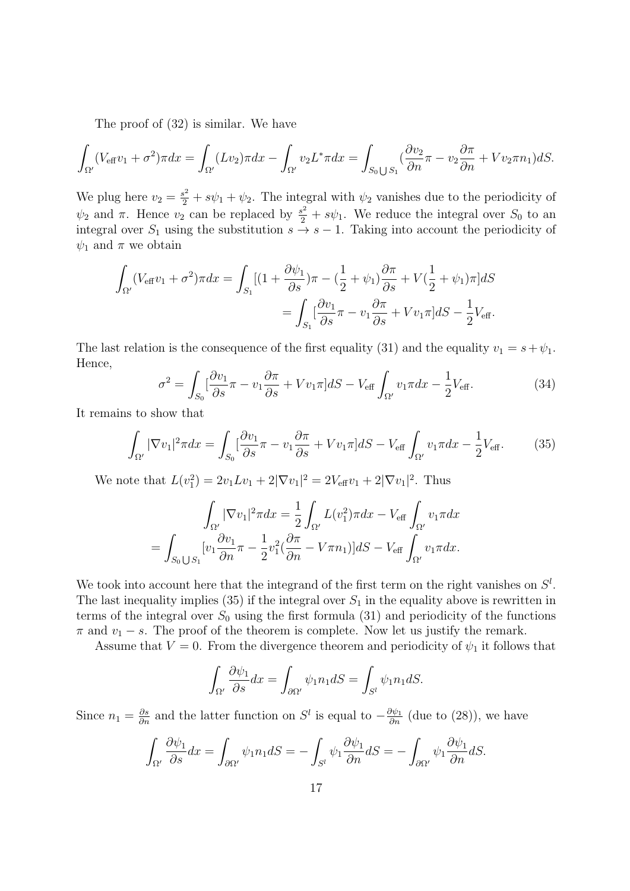The proof of (32) is similar. We have

$$\int_{\Omega'}(V_{\text{eff}}v_1+\sigma^2)\pi dx=\int_{\Omega'}(Lv_2)\pi dx-\int_{\Omega'}v_2L^*\pi dx=\int_{S_0\bigcup S_1}(\frac{\partial v_2}{\partial n}\pi-v_2\frac{\partial \pi}{\partial n}+Vv_2\pi n_1)dS.$$

We plug here $v_2=\frac{s^2}{2}+s\psi_1+\psi_2$. The integral with $\psi_2$ vanishes due to the periodicity of $\psi_2$ and $\pi$. Hence $v_2$ can be replaced by $\frac{s^2}{2}+s\psi_1$. We reduce the integral over $S_0$ to an integral over $S_1$ using the substitution $s\to s-1$. Taking into account the periodicity of $\psi_1$ and $\pi$ we obtain

$$\begin{aligned}\int_{\Omega'}(V_{\text{eff}}v_1+\sigma^2)\pi dx&=\int_{S_1}[(1+\frac{\partial\psi_1}{\partial s})\pi-(\frac{1}{2}+\psi_1)\frac{\partial\pi}{\partial s}+V(\frac{1}{2}+\psi_1)\pi]dS\\&=\int_{S_1}[\frac{\partial v_1}{\partial s}\pi-v_1\frac{\partial\pi}{\partial s}+Vv_1\pi]dS-\frac{1}{2}V_{\text{eff}}.\end{aligned}$$

The last relation is the consequence of the first equality (31) and the equality $v_1=s+\psi_1$. Hence,

$$\sigma^2=\int_{S_0}[\frac{\partial v_1}{\partial s}\pi-v_1\frac{\partial\pi}{\partial s}+Vv_1\pi]dS-V_{\text{eff}}\int_{\Omega'}v_1\pi dx-\frac{1}{2}V_{\text{eff}}. \tag{34}$$

It remains to show that

$$\int_{\Omega'}|\nabla v_1|^2\pi dx=\int_{S_0}[\frac{\partial v_1}{\partial s}\pi-v_1\frac{\partial\pi}{\partial s}+Vv_1\pi]dS-V_{\text{eff}}\int_{\Omega'}v_1\pi dx-\frac{1}{2}V_{\text{eff}}. \tag{35}$$

We note that $L(v_1^2)=2v_1Lv_1+2|\nabla v_1|^2=2V_{\text{eff}}v_1+2|\nabla v_1|^2$. Thus

$$\begin{aligned}\int_{\Omega'}|\nabla v_1|^2\pi dx&=\frac{1}{2}\int_{\Omega'}L(v_1^2)\pi dx-V_{\text{eff}}\int_{\Omega'}v_1\pi dx\\=\int_{S_0\bigcup S_1}&[v_1\frac{\partial v_1}{\partial n}\pi-\frac{1}{2}v_1^2(\frac{\partial\pi}{\partial n}-V\pi n_1)]dS-V_{\text{eff}}\int_{\Omega'}v_1\pi dx.\end{aligned}$$

We took into account here that the integrand of the first term on the right vanishes on $S^l$. The last inequality implies (35) if the integral over $S_1$ in the equality above is rewritten in terms of the integral over $S_0$ using the first formula (31) and periodicity of the functions $\pi$ and $v_1-s$. The proof of the theorem is complete. Now let us justify the remark.

Assume that $V=0$. From the divergence theorem and periodicity of $\psi_1$ it follows that

$$\int_{\Omega'}\frac{\partial\psi_1}{\partial s}dx=\int_{\partial\Omega'}\psi_1 n_1 dS=\int_{S^l}\psi_1 n_1 dS.$$

Since $n_1=\frac{\partial s}{\partial n}$ and the latter function on $S^l$ is equal to $-\frac{\partial\psi_1}{\partial n}$ (due to (28)), we have

$$\int_{\Omega'}\frac{\partial\psi_1}{\partial s}dx=\int_{\partial\Omega'}\psi_1 n_1 dS=-\int_{S^l}\psi_1\frac{\partial\psi_1}{\partial n}dS=-\int_{\partial\Omega'}\psi_1\frac{\partial\psi_1}{\partial n}dS.$$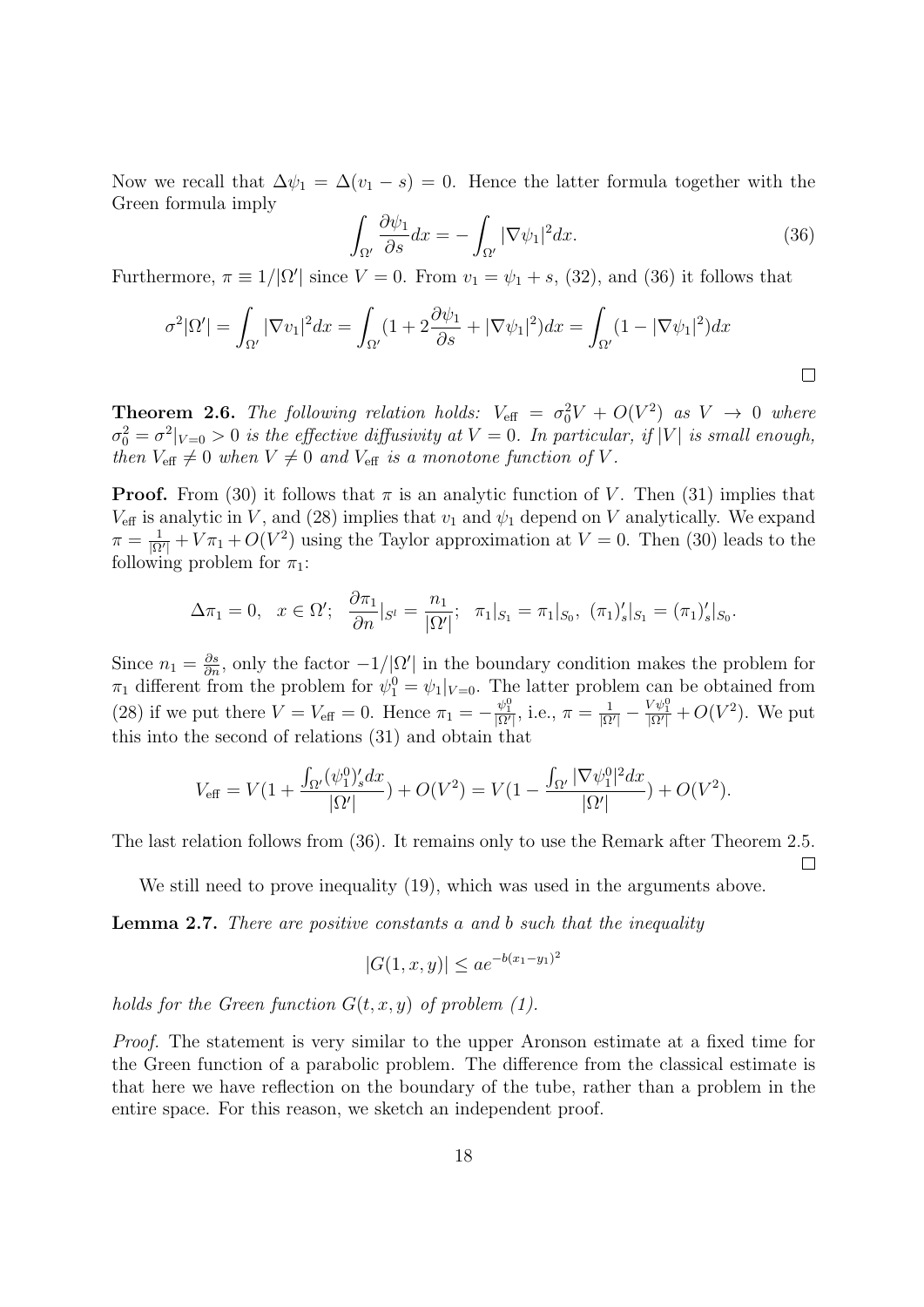Now we recall that $\Delta\psi_1 = \Delta(v_1 - s) = 0$. Hence the latter formula together with the Green formula imply

$$\int_{\Omega'} \frac{\partial \psi_1}{\partial s} dx = -\int_{\Omega'} |\nabla \psi_1|^2 dx. \tag{36}$$

Furthermore, $\pi \equiv 1/|\Omega'|$ since $V = 0$. From $v_1 = \psi_1 + s$, (32), and (36) it follows that

$$\sigma^2 |\Omega'| = \int_{\Omega'} |\nabla v_1|^2 dx = \int_{\Omega'} (1 + 2\frac{\partial \psi_1}{\partial s} + |\nabla \psi_1|^2) dx = \int_{\Omega'} (1 - |\nabla \psi_1|^2) dx$$

□

**Theorem 2.6.** *The following relation holds: $V_{\text{eff}} = \sigma_0^2 V + O(V^2)$ as $V \to 0$ where $\sigma_0^2 = \sigma^2|_{V=0} > 0$ is the effective diffusivity at $V = 0$. In particular, if $|V|$ is small enough, then $V_{\text{eff}} \neq 0$ when $V \neq 0$ and $V_{\text{eff}}$ is a monotone function of $V$.*

**Proof.** From (30) it follows that $\pi$ is an analytic function of $V$. Then (31) implies that $V_{\text{eff}}$ is analytic in $V$, and (28) implies that $v_1$ and $\psi_1$ depend on $V$ analytically. We expand $\pi = \frac{1}{|\Omega'|} + V\pi_1 + O(V^2)$ using the Taylor approximation at $V = 0$. Then (30) leads to the following problem for $\pi_1$:

$$\Delta \pi_1 = 0, \quad x \in \Omega'; \quad \frac{\partial \pi_1}{\partial n}|_{S^l} = \frac{n_1}{|\Omega'|}; \quad \pi_1|_{S_1} = \pi_1|_{S_0}, \ (\pi_1)'_s|_{S_1} = (\pi_1)'_s|_{S_0}.$$

Since $n_1 = \frac{\partial s}{\partial n}$, only the factor $-1/|\Omega'|$ in the boundary condition makes the problem for $\pi_1$ different from the problem for $\psi_1^0 = \psi_1|_{V=0}$. The latter problem can be obtained from (28) if we put there $V = V_{\text{eff}} = 0$. Hence $\pi_1 = -\frac{\psi_1^0}{|\Omega'|}$, i.e., $\pi = \frac{1}{|\Omega'|} - \frac{V\psi_1^0}{|\Omega'|} + O(V^2)$. We put this into the second of relations (31) and obtain that

$$V_{\text{eff}} = V(1 + \frac{\int_{\Omega'} (\psi_1^0)'_s dx}{|\Omega'|}) + O(V^2) = V(1 - \frac{\int_{\Omega'} |\nabla \psi_1^0|^2 dx}{|\Omega'|}) + O(V^2).$$

The last relation follows from (36). It remains only to use the Remark after Theorem 2.5.

□

We still need to prove inequality (19), which was used in the arguments above.

**Lemma 2.7.** *There are positive constants $a$ and $b$ such that the inequality*

$$|G(1, x, y)| \leq a e^{-b(x_1 - y_1)^2}$$

*holds for the Green function $G(t, x, y)$ of problem (1).*

*Proof.* The statement is very similar to the upper Aronson estimate at a fixed time for the Green function of a parabolic problem. The difference from the classical estimate is that here we have reflection on the boundary of the tube, rather than a problem in the entire space. For this reason, we sketch an independent proof.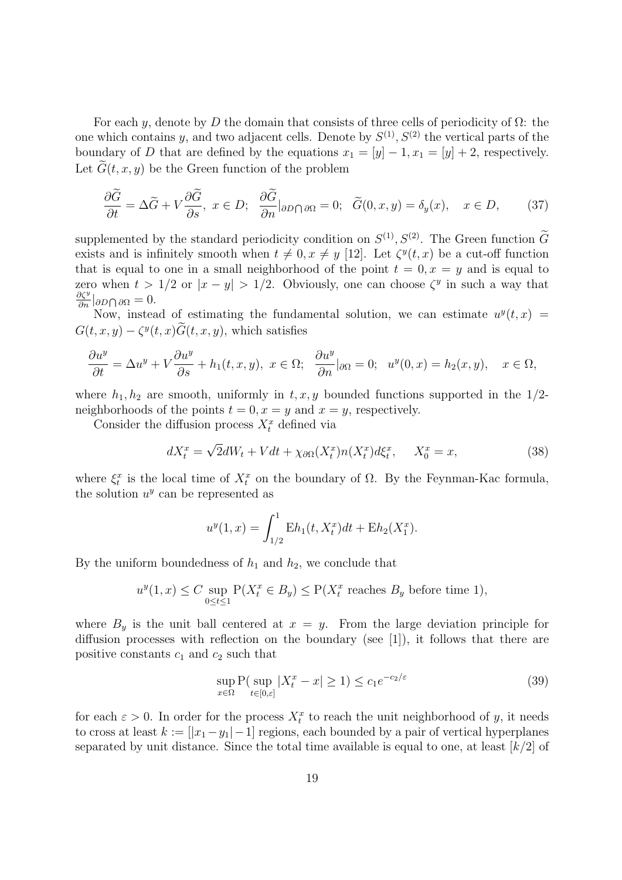For each $y$, denote by $D$ the domain that consists of three cells of periodicity of $\Omega$: the one which contains $y$, and two adjacent cells. Denote by $S^{(1)}, S^{(2)}$ the vertical parts of the boundary of $D$ that are defined by the equations $x_1 = [y] - 1, x_1 = [y] + 2$, respectively. Let $\widetilde{G}(t, x, y)$ be the Green function of the problem

$$\frac{\partial \widetilde{G}}{\partial t} = \Delta \widetilde{G} + V \frac{\partial \widetilde{G}}{\partial s}, \; x \in D; \;\; \frac{\partial \widetilde{G}}{\partial n}|_{\partial D \bigcap \partial \Omega} = 0; \;\; \widetilde{G}(0, x, y) = \delta_y(x), \quad x \in D, \tag{37}$$

supplemented by the standard periodicity condition on $S^{(1)}, S^{(2)}$. The Green function $\widetilde{G}$ exists and is infinitely smooth when $t \neq 0, x \neq y$ [12]. Let $\zeta^y(t, x)$ be a cut-off function that is equal to one in a small neighborhood of the point $t = 0, x = y$ and is equal to zero when $t > 1/2$ or $|x - y| > 1/2$. Obviously, one can choose $\zeta^y$ in such a way that $\frac{\partial \zeta^y}{\partial n}|_{\partial D \bigcap \partial \Omega} = 0$.

Now, instead of estimating the fundamental solution, we can estimate $u^y(t, x) = G(t, x, y) - \zeta^y(t, x)\widetilde{G}(t, x, y)$, which satisfies

$$\frac{\partial u^y}{\partial t} = \Delta u^y + V \frac{\partial u^y}{\partial s} + h_1(t, x, y), \; x \in \Omega; \;\; \frac{\partial u^y}{\partial n}|_{\partial \Omega} = 0; \;\; u^y(0, x) = h_2(x, y), \quad x \in \Omega,$$

where $h_1, h_2$ are smooth, uniformly in $t, x, y$ bounded functions supported in the $1/2$-neighborhoods of the points $t = 0, x = y$ and $x = y$, respectively.

Consider the diffusion process $X_t^x$ defined via

$$dX_t^x = \sqrt{2} dW_t + V dt + \chi_{\partial \Omega}(X_t^x) n(X_t^x) d\xi_t^x, \qquad X_0^x = x, \tag{38}$$

where $\xi_t^x$ is the local time of $X_t^x$ on the boundary of $\Omega$. By the Feynman-Kac formula, the solution $u^y$ can be represented as

$$u^y(1, x) = \int_{1/2}^{1} \mathrm{E} h_1(t, X_t^x) dt + \mathrm{E} h_2(X_1^x).$$

By the uniform boundedness of $h_1$ and $h_2$, we conclude that

$$u^y(1, x) \leq C \sup_{0 \leq t \leq 1} \mathrm{P}(X_t^x \in B_y) \leq \mathrm{P}(X_t^x \text{ reaches } B_y \text{ before time } 1),$$

where $B_y$ is the unit ball centered at $x = y$. From the large deviation principle for diffusion processes with reflection on the boundary (see [1]), it follows that there are positive constants $c_1$ and $c_2$ such that

$$\sup_{x \in \Omega} \mathrm{P}( \sup_{t \in [0, \varepsilon]} |X_t^x - x| \geq 1) \leq c_1 e^{-c_2/\varepsilon} \tag{39}$$

for each $\varepsilon > 0$. In order for the process $X_t^x$ to reach the unit neighborhood of $y$, it needs to cross at least $k := [|x_1 - y_1| - 1]$ regions, each bounded by a pair of vertical hyperplanes separated by unit distance. Since the total time available is equal to one, at least $[k/2]$ of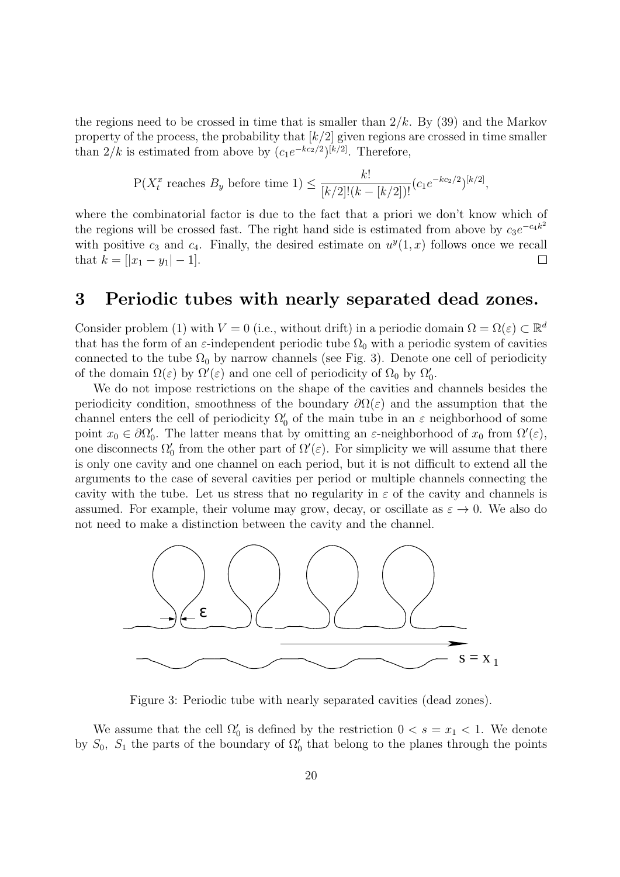the regions need to be crossed in time that is smaller than $2/k$. By (39) and the Markov property of the process, the probability that $[k/2]$ given regions are crossed in time smaller than $2/k$ is estimated from above by $(c_1 e^{-kc_2/2})^{[k/2]}$. Therefore,

$$\mathrm{P}(X_t^x \text{ reaches } B_y \text{ before time } 1) \le \frac{k!}{[k/2]!(k-[k/2])!}(c_1 e^{-kc_2/2})^{[k/2]},$$

where the combinatorial factor is due to the fact that a priori we don't know which of the regions will be crossed fast. The right hand side is estimated from above by $c_3 e^{-c_4 k^2}$ with positive $c_3$ and $c_4$. Finally, the desired estimate on $u^y(1,x)$ follows once we recall that $k = [|x_1 - y_1| - 1]$. □

# 3 Periodic tubes with nearly separated dead zones.

Consider problem (1) with $V = 0$ (i.e., without drift) in a periodic domain $\Omega = \Omega(\varepsilon) \subset \mathbb{R}^d$ that has the form of an $\varepsilon$-independent periodic tube $\Omega_0$ with a periodic system of cavities connected to the tube $\Omega_0$ by narrow channels (see Fig. 3). Denote one cell of periodicity of the domain $\Omega(\varepsilon)$ by $\Omega'(\varepsilon)$ and one cell of periodicity of $\Omega_0$ by $\Omega_0'$.

We do not impose restrictions on the shape of the cavities and channels besides the periodicity condition, smoothness of the boundary $\partial\Omega(\varepsilon)$ and the assumption that the channel enters the cell of periodicity $\Omega_0'$ of the main tube in an $\varepsilon$ neighborhood of some point $x_0 \in \partial\Omega_0'$. The latter means that by omitting an $\varepsilon$-neighborhood of $x_0$ from $\Omega'(\varepsilon)$, one disconnects $\Omega_0'$ from the other part of $\Omega'(\varepsilon)$. For simplicity we will assume that there is only one cavity and one channel on each period, but it is not difficult to extend all the arguments to the case of several cavities per period or multiple channels connecting the cavity with the tube. Let us stress that no regularity in $\varepsilon$ of the cavity and channels is assumed. For example, their volume may grow, decay, or oscillate as $\varepsilon \to 0$. We also do not need to make a distinction between the cavity and the channel.

Figure 3: Periodic tube with nearly separated cavities (dead zones).

We assume that the cell $\Omega_0'$ is defined by the restriction $0 < s = x_1 < 1$. We denote by $S_0$, $S_1$ the parts of the boundary of $\Omega_0'$ that belong to the planes through the points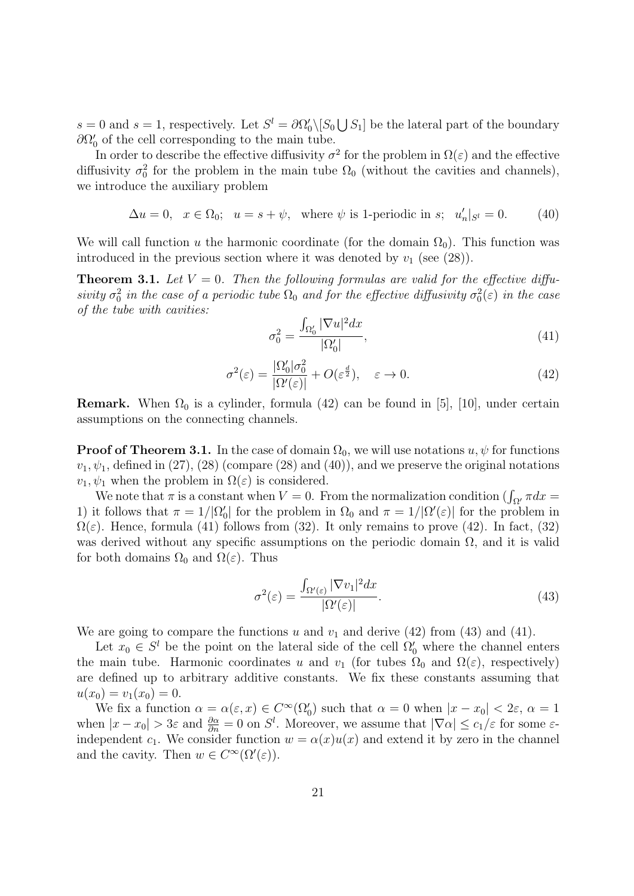$s = 0$ and $s = 1$, respectively. Let $S^l = \partial\Omega_0' \backslash [S_0 \bigcup S_1]$ be the lateral part of the boundary $\partial\Omega_0'$ of the cell corresponding to the main tube.

In order to describe the effective diffusivity $\sigma^2$ for the problem in $\Omega(\varepsilon)$ and the effective diffusivity $\sigma_0^2$ for the problem in the main tube $\Omega_0$ (without the cavities and channels), we introduce the auxiliary problem

$$\Delta u = 0, \quad x \in \Omega_0; \quad u = s + \psi, \quad \text{where } \psi \text{ is 1-periodic in } s; \quad u_n'|_{S^l} = 0. \tag{40}$$

We will call function $u$ the harmonic coordinate (for the domain $\Omega_0$). This function was introduced in the previous section where it was denoted by $v_1$ (see (28)).

**Theorem 3.1.** *Let $V = 0$. Then the following formulas are valid for the effective diffusivity $\sigma_0^2$ in the case of a periodic tube $\Omega_0$ and for the effective diffusivity $\sigma_0^2(\varepsilon)$ in the case of the tube with cavities:*

$$\sigma_0^2 = \frac{\int_{\Omega_0'} |\nabla u|^2 dx}{|\Omega_0'|}, \tag{41}$$

$$\sigma^2(\varepsilon) = \frac{|\Omega_0'|\sigma_0^2}{|\Omega'(\varepsilon)|} + O(\varepsilon^{\frac{d}{2}}), \quad \varepsilon \to 0. \tag{42}$$

**Remark.** When $\Omega_0$ is a cylinder, formula (42) can be found in [5], [10], under certain assumptions on the connecting channels.

**Proof of Theorem 3.1.** In the case of domain $\Omega_0$, we will use notations $u, \psi$ for functions $v_1, \psi_1$, defined in (27), (28) (compare (28) and (40)), and we preserve the original notations $v_1, \psi_1$ when the problem in $\Omega(\varepsilon)$ is considered.

We note that $\pi$ is a constant when $V = 0$. From the normalization condition ($\int_{\Omega'} \pi dx = 1$) it follows that $\pi = 1/|\Omega_0'|$ for the problem in $\Omega_0$ and $\pi = 1/|\Omega'(\varepsilon)|$ for the problem in $\Omega(\varepsilon)$. Hence, formula (41) follows from (32). It only remains to prove (42). In fact, (32) was derived without any specific assumptions on the periodic domain $\Omega$, and it is valid for both domains $\Omega_0$ and $\Omega(\varepsilon)$. Thus

$$\sigma^2(\varepsilon) = \frac{\int_{\Omega'(\varepsilon)} |\nabla v_1|^2 dx}{|\Omega'(\varepsilon)|}. \tag{43}$$

We are going to compare the functions $u$ and $v_1$ and derive (42) from (43) and (41).

Let $x_0 \in S^l$ be the point on the lateral side of the cell $\Omega_0'$ where the channel enters the main tube. Harmonic coordinates $u$ and $v_1$ (for tubes $\Omega_0$ and $\Omega(\varepsilon)$, respectively) are defined up to arbitrary additive constants. We fix these constants assuming that $u(x_0) = v_1(x_0) = 0$.

We fix a function $\alpha = \alpha(\varepsilon, x) \in C^\infty(\Omega_0')$ such that $\alpha = 0$ when $|x - x_0| < 2\varepsilon$, $\alpha = 1$ when $|x - x_0| > 3\varepsilon$ and $\frac{\partial\alpha}{\partial n} = 0$ on $S^l$. Moreover, we assume that $|\nabla\alpha| \leq c_1/\varepsilon$ for some $\varepsilon$-independent $c_1$. We consider function $w = \alpha(x)u(x)$ and extend it by zero in the channel and the cavity. Then $w \in C^\infty(\Omega'(\varepsilon))$.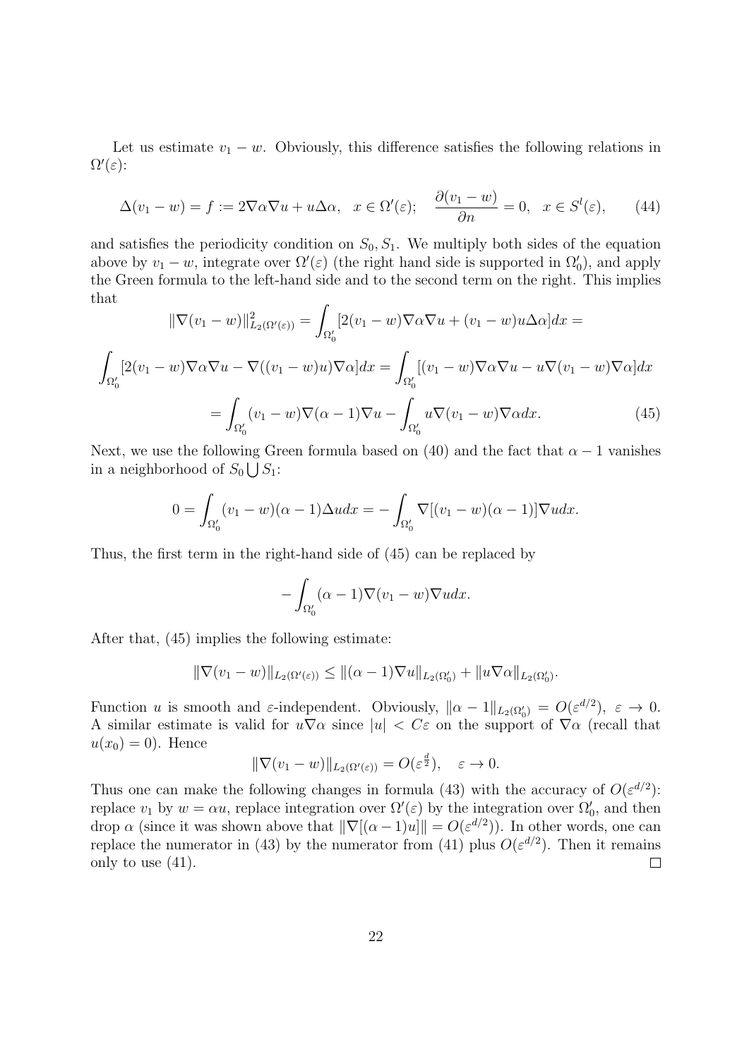Let us estimate $v_1 - w$. Obviously, this difference satisfies the following relations in $\Omega'(\varepsilon)$:

$$\Delta(v_1 - w) = f := 2\nabla\alpha\nabla u + u\Delta\alpha, \quad x \in \Omega'(\varepsilon); \quad \frac{\partial(v_1 - w)}{\partial n} = 0, \quad x \in S^l(\varepsilon), \tag{44}$$

and satisfies the periodicity condition on $S_0, S_1$. We multiply both sides of the equation above by $v_1 - w$, integrate over $\Omega'(\varepsilon)$ (the right hand side is supported in $\Omega_0'$), and apply the Green formula to the left-hand side and to the second term on the right. This implies that

$$\|\nabla(v_1 - w)\|^2_{L_2(\Omega'(\varepsilon))} = \int_{\Omega_0'} [2(v_1 - w)\nabla\alpha\nabla u + (v_1 - w)u\Delta\alpha]dx =$$

$$\int_{\Omega_0'} [2(v_1 - w)\nabla\alpha\nabla u - \nabla((v_1 - w)u)\nabla\alpha]dx = \int_{\Omega_0'} [(v_1 - w)\nabla\alpha\nabla u - u\nabla(v_1 - w)\nabla\alpha]dx$$

$$= \int_{\Omega_0'} (v_1 - w)\nabla(\alpha - 1)\nabla u - \int_{\Omega_0'} u\nabla(v_1 - w)\nabla\alpha dx. \tag{45}$$

Next, we use the following Green formula based on (40) and the fact that $\alpha - 1$ vanishes in a neighborhood of $S_0 \bigcup S_1$:

$$0 = \int_{\Omega_0'} (v_1 - w)(\alpha - 1)\Delta u dx = -\int_{\Omega_0'} \nabla[(v_1 - w)(\alpha - 1)]\nabla u dx.$$

Thus, the first term in the right-hand side of (45) can be replaced by

$$-\int_{\Omega_0'} (\alpha - 1)\nabla(v_1 - w)\nabla u dx.$$

After that, (45) implies the following estimate:

$$\|\nabla(v_1 - w)\|_{L_2(\Omega'(\varepsilon))} \leq \|(\alpha - 1)\nabla u\|_{L_2(\Omega_0')} + \|u\nabla\alpha\|_{L_2(\Omega_0')}.$$

Function $u$ is smooth and $\varepsilon$-independent. Obviously, $\|\alpha - 1\|_{L_2(\Omega_0')} = O(\varepsilon^{d/2})$, $\varepsilon \to 0$. A similar estimate is valid for $u\nabla\alpha$ since $|u| < C\varepsilon$ on the support of $\nabla\alpha$ (recall that $u(x_0) = 0$). Hence

$$\|\nabla(v_1 - w)\|_{L_2(\Omega'(\varepsilon))} = O(\varepsilon^{\frac{d}{2}}), \quad \varepsilon \to 0.$$

Thus one can make the following changes in formula (43) with the accuracy of $O(\varepsilon^{d/2})$: replace $v_1$ by $w = \alpha u$, replace integration over $\Omega'(\varepsilon)$ by the integration over $\Omega_0'$, and then drop $\alpha$ (since it was shown above that $\|\nabla[(\alpha - 1)u]\| = O(\varepsilon^{d/2})$). In other words, one can replace the numerator in (43) by the numerator from (41) plus $O(\varepsilon^{d/2})$. Then it remains only to use (41). $\square$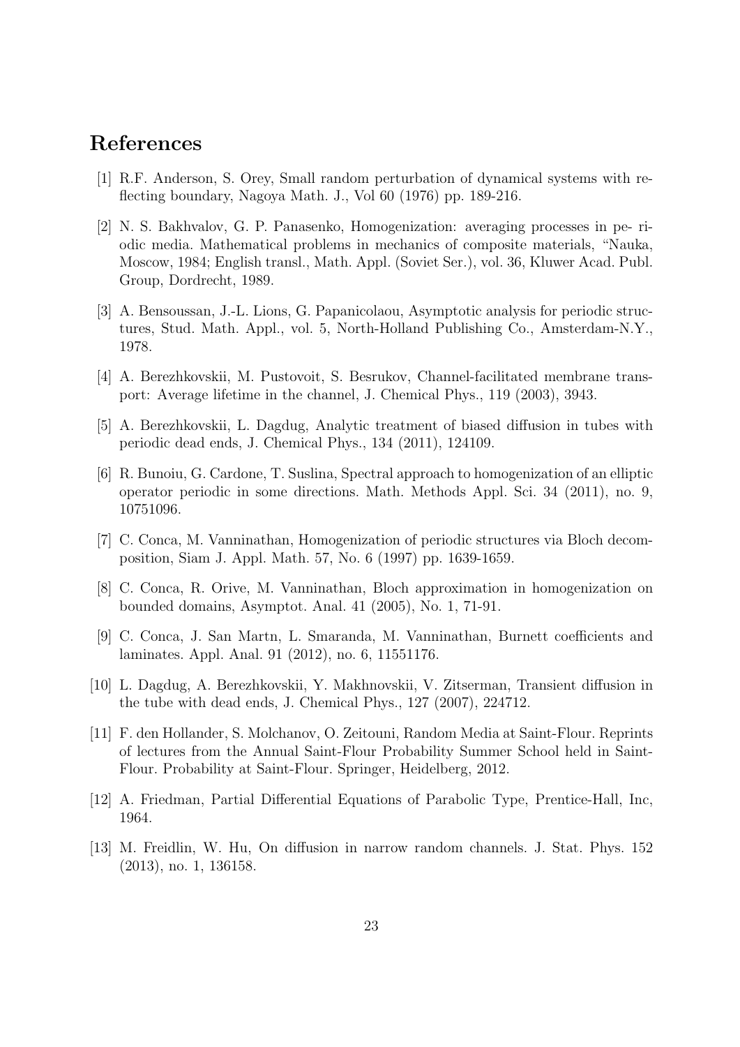## References

[1] R.F. Anderson, S. Orey, Small random perturbation of dynamical systems with reflecting boundary, Nagoya Math. J., Vol 60 (1976) pp. 189-216.

[2] N. S. Bakhvalov, G. P. Panasenko, Homogenization: averaging processes in pe- riodic media. Mathematical problems in mechanics of composite materials, "Nauka, Moscow, 1984; English transl., Math. Appl. (Soviet Ser.), vol. 36, Kluwer Acad. Publ. Group, Dordrecht, 1989.

[3] A. Bensoussan, J.-L. Lions, G. Papanicolaou, Asymptotic analysis for periodic structures, Stud. Math. Appl., vol. 5, North-Holland Publishing Co., Amsterdam-N.Y., 1978.

[4] A. Berezhkovskii, M. Pustovoit, S. Besrukov, Channel-facilitated membrane transport: Average lifetime in the channel, J. Chemical Phys., 119 (2003), 3943.

[5] A. Berezhkovskii, L. Dagdug, Analytic treatment of biased diffusion in tubes with periodic dead ends, J. Chemical Phys., 134 (2011), 124109.

[6] R. Bunoiu, G. Cardone, T. Suslina, Spectral approach to homogenization of an elliptic operator periodic in some directions. Math. Methods Appl. Sci. 34 (2011), no. 9, 10751096.

[7] C. Conca, M. Vanninathan, Homogenization of periodic structures via Bloch decomposition, Siam J. Appl. Math. 57, No. 6 (1997) pp. 1639-1659.

[8] C. Conca, R. Orive, M. Vanninathan, Bloch approximation in homogenization on bounded domains, Asymptot. Anal. 41 (2005), No. 1, 71-91.

[9] C. Conca, J. San Martn, L. Smaranda, M. Vanninathan, Burnett coefficients and laminates. Appl. Anal. 91 (2012), no. 6, 11551176.

[10] L. Dagdug, A. Berezhkovskii, Y. Makhnovskii, V. Zitserman, Transient diffusion in the tube with dead ends, J. Chemical Phys., 127 (2007), 224712.

[11] F. den Hollander, S. Molchanov, O. Zeitouni, Random Media at Saint-Flour. Reprints of lectures from the Annual Saint-Flour Probability Summer School held in Saint-Flour. Probability at Saint-Flour. Springer, Heidelberg, 2012.

[12] A. Friedman, Partial Differential Equations of Parabolic Type, Prentice-Hall, Inc, 1964.

[13] M. Freidlin, W. Hu, On diffusion in narrow random channels. J. Stat. Phys. 152 (2013), no. 1, 136158.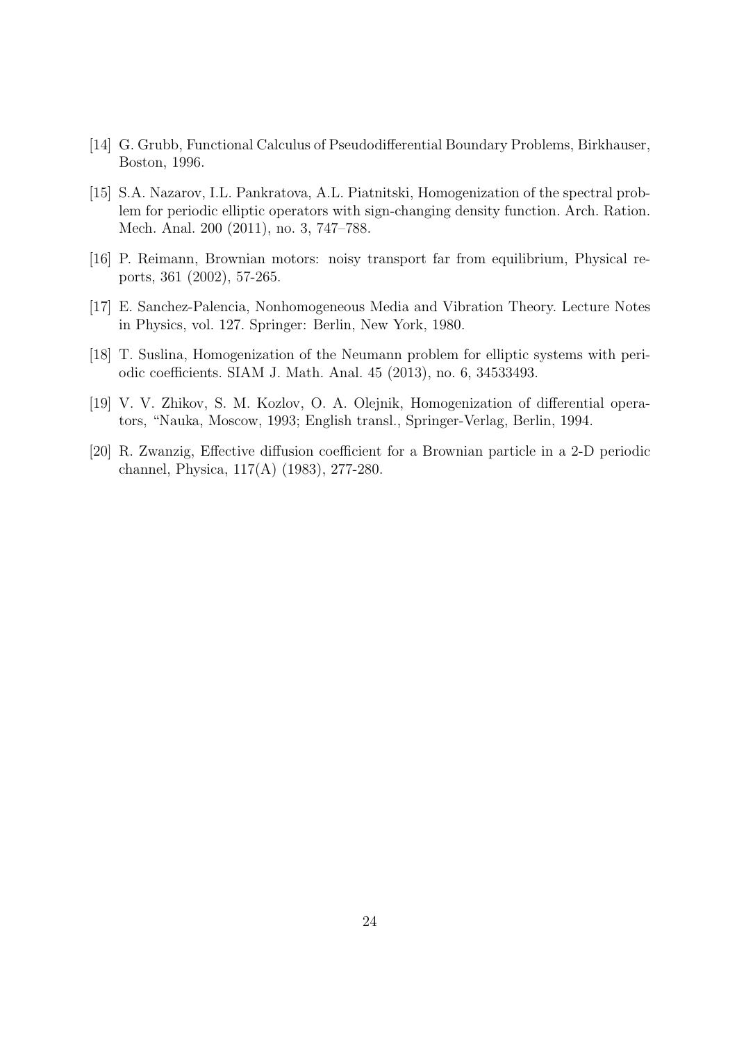[14] G. Grubb, Functional Calculus of Pseudodifferential Boundary Problems, Birkhauser, Boston, 1996.

[15] S.A. Nazarov, I.L. Pankratova, A.L. Piatnitski, Homogenization of the spectral problem for periodic elliptic operators with sign-changing density function. Arch. Ration. Mech. Anal. 200 (2011), no. 3, 747–788.

[16] P. Reimann, Brownian motors: noisy transport far from equilibrium, Physical reports, 361 (2002), 57-265.

[17] E. Sanchez-Palencia, Nonhomogeneous Media and Vibration Theory. Lecture Notes in Physics, vol. 127. Springer: Berlin, New York, 1980.

[18] T. Suslina, Homogenization of the Neumann problem for elliptic systems with periodic coefficients. SIAM J. Math. Anal. 45 (2013), no. 6, 34533493.

[19] V. V. Zhikov, S. M. Kozlov, O. A. Olejnik, Homogenization of differential operators, "Nauka, Moscow, 1993; English transl., Springer-Verlag, Berlin, 1994.

[20] R. Zwanzig, Effective diffusion coefficient for a Brownian particle in a 2-D periodic channel, Physica, 117(A) (1983), 277-280.